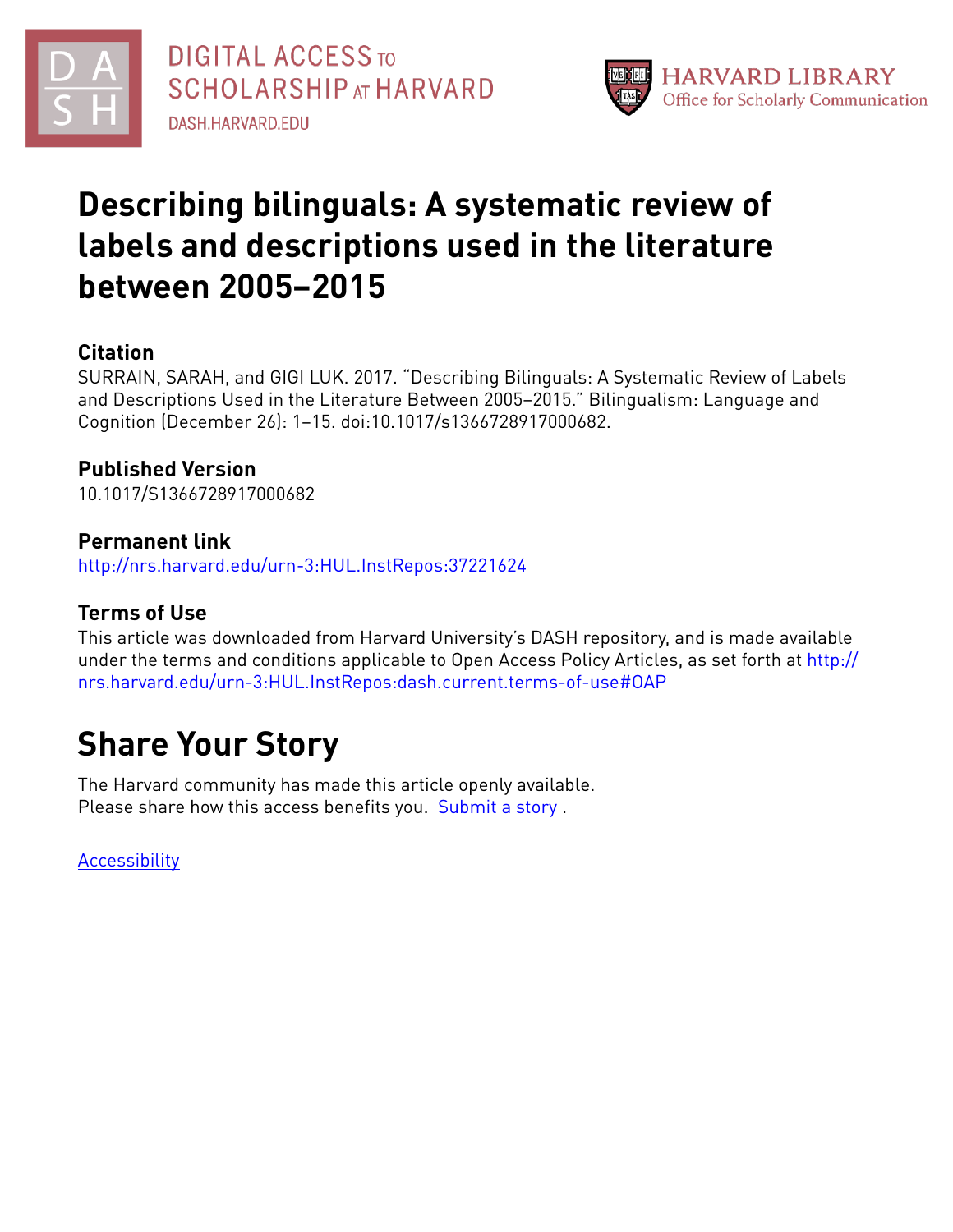DIGITAL ACCESS TO SCHOLARSHIP AT HARVARD

DASH.HARVARD.EDU

HARVARD LIBRARY
Office for Scholarly Communication

# Describing bilinguals: A systematic review of labels and descriptions used in the literature between 2005–2015

## Citation

SURRAIN, SARAH, and GIGI LUK. 2017. "Describing Bilinguals: A Systematic Review of Labels and Descriptions Used in the Literature Between 2005–2015." Bilingualism: Language and Cognition (December 26): 1–15. doi:10.1017/s1366728917000682.

## Published Version

10.1017/S1366728917000682

## Permanent link

http://nrs.harvard.edu/urn-3:HUL.InstRepos:37221624

## Terms of Use

This article was downloaded from Harvard University's DASH repository, and is made available under the terms and conditions applicable to Open Access Policy Articles, as set forth at http://nrs.harvard.edu/urn-3:HUL.InstRepos:dash.current.terms-of-use#OAP

# Share Your Story

The Harvard community has made this article openly available.
Please share how this access benefits you. Submit a story .

Accessibility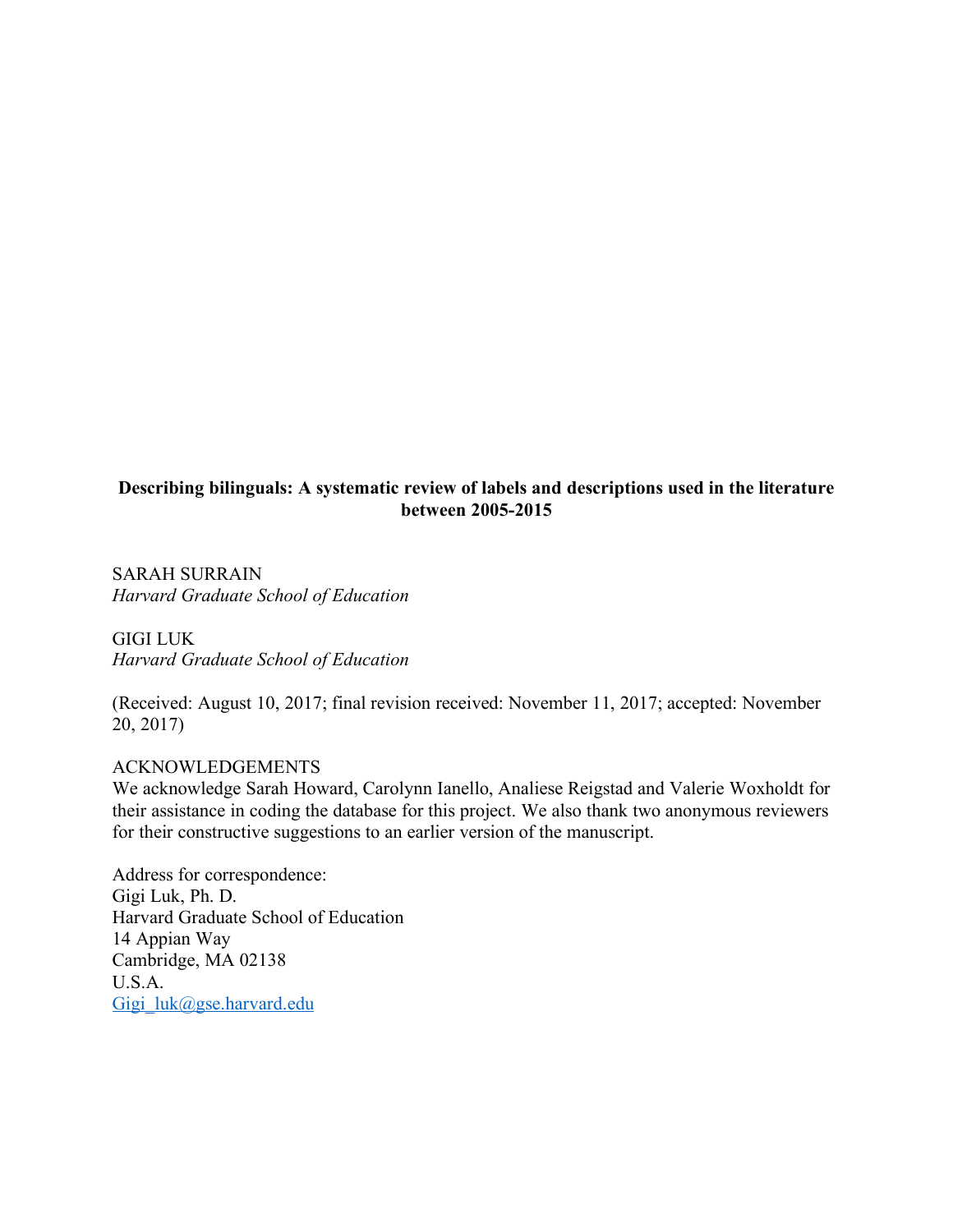**Describing bilinguals: A systematic review of labels and descriptions used in the literature between 2005-2015**

SARAH SURRAIN
*Harvard Graduate School of Education*

GIGI LUK
*Harvard Graduate School of Education*

(Received: August 10, 2017; final revision received: November 11, 2017; accepted: November 20, 2017)

ACKNOWLEDGEMENTS
We acknowledge Sarah Howard, Carolynn Ianello, Analiese Reigstad and Valerie Woxholdt for their assistance in coding the database for this project. We also thank two anonymous reviewers for their constructive suggestions to an earlier version of the manuscript.

Address for correspondence:
Gigi Luk, Ph. D.
Harvard Graduate School of Education
14 Appian Way
Cambridge, MA 02138
U.S.A.
Gigi_luk@gse.harvard.edu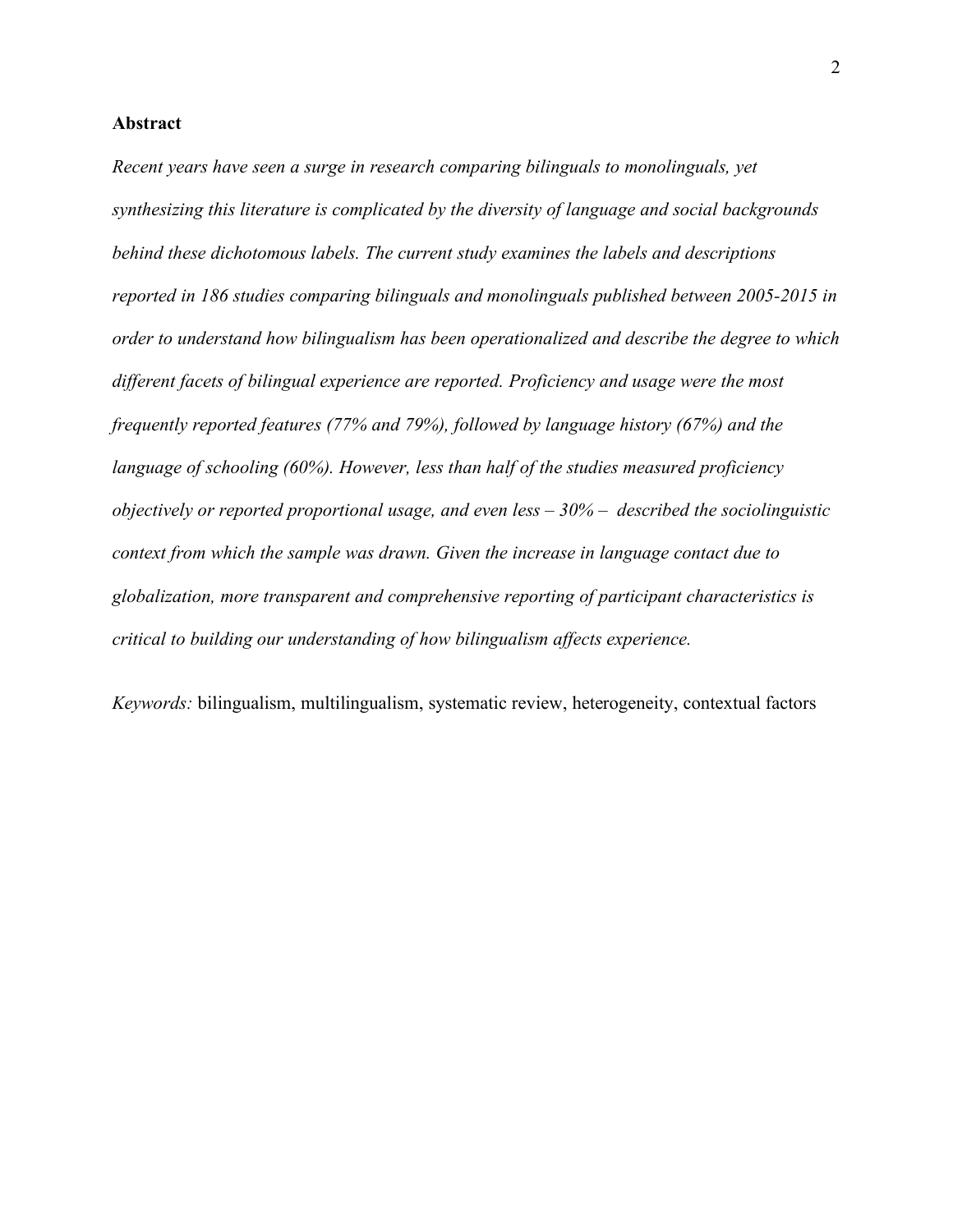## Abstract

*Recent years have seen a surge in research comparing bilinguals to monolinguals, yet synthesizing this literature is complicated by the diversity of language and social backgrounds behind these dichotomous labels. The current study examines the labels and descriptions reported in 186 studies comparing bilinguals and monolinguals published between 2005-2015 in order to understand how bilingualism has been operationalized and describe the degree to which different facets of bilingual experience are reported. Proficiency and usage were the most frequently reported features (77% and 79%), followed by language history (67%) and the language of schooling (60%). However, less than half of the studies measured proficiency objectively or reported proportional usage, and even less – 30% – described the sociolinguistic context from which the sample was drawn. Given the increase in language contact due to globalization, more transparent and comprehensive reporting of participant characteristics is critical to building our understanding of how bilingualism affects experience.*

*Keywords:* bilingualism, multilingualism, systematic review, heterogeneity, contextual factors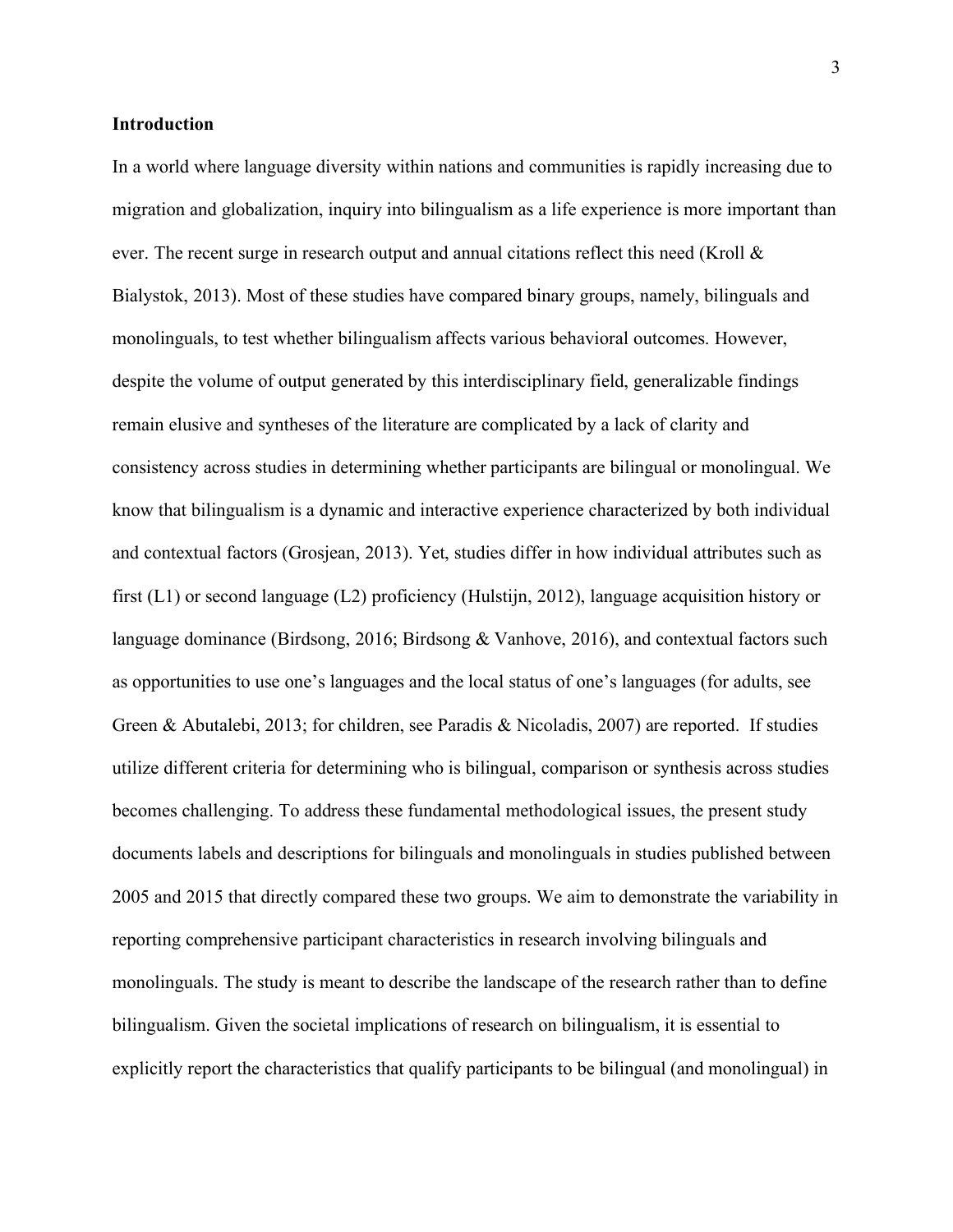## Introduction

In a world where language diversity within nations and communities is rapidly increasing due to migration and globalization, inquiry into bilingualism as a life experience is more important than ever. The recent surge in research output and annual citations reflect this need (Kroll & Bialystok, 2013). Most of these studies have compared binary groups, namely, bilinguals and monolinguals, to test whether bilingualism affects various behavioral outcomes. However, despite the volume of output generated by this interdisciplinary field, generalizable findings remain elusive and syntheses of the literature are complicated by a lack of clarity and consistency across studies in determining whether participants are bilingual or monolingual. We know that bilingualism is a dynamic and interactive experience characterized by both individual and contextual factors (Grosjean, 2013). Yet, studies differ in how individual attributes such as first (L1) or second language (L2) proficiency (Hulstijn, 2012), language acquisition history or language dominance (Birdsong, 2016; Birdsong & Vanhove, 2016), and contextual factors such as opportunities to use one's languages and the local status of one's languages (for adults, see Green & Abutalebi, 2013; for children, see Paradis & Nicoladis, 2007) are reported. If studies utilize different criteria for determining who is bilingual, comparison or synthesis across studies becomes challenging. To address these fundamental methodological issues, the present study documents labels and descriptions for bilinguals and monolinguals in studies published between 2005 and 2015 that directly compared these two groups. We aim to demonstrate the variability in reporting comprehensive participant characteristics in research involving bilinguals and monolinguals. The study is meant to describe the landscape of the research rather than to define bilingualism. Given the societal implications of research on bilingualism, it is essential to explicitly report the characteristics that qualify participants to be bilingual (and monolingual) in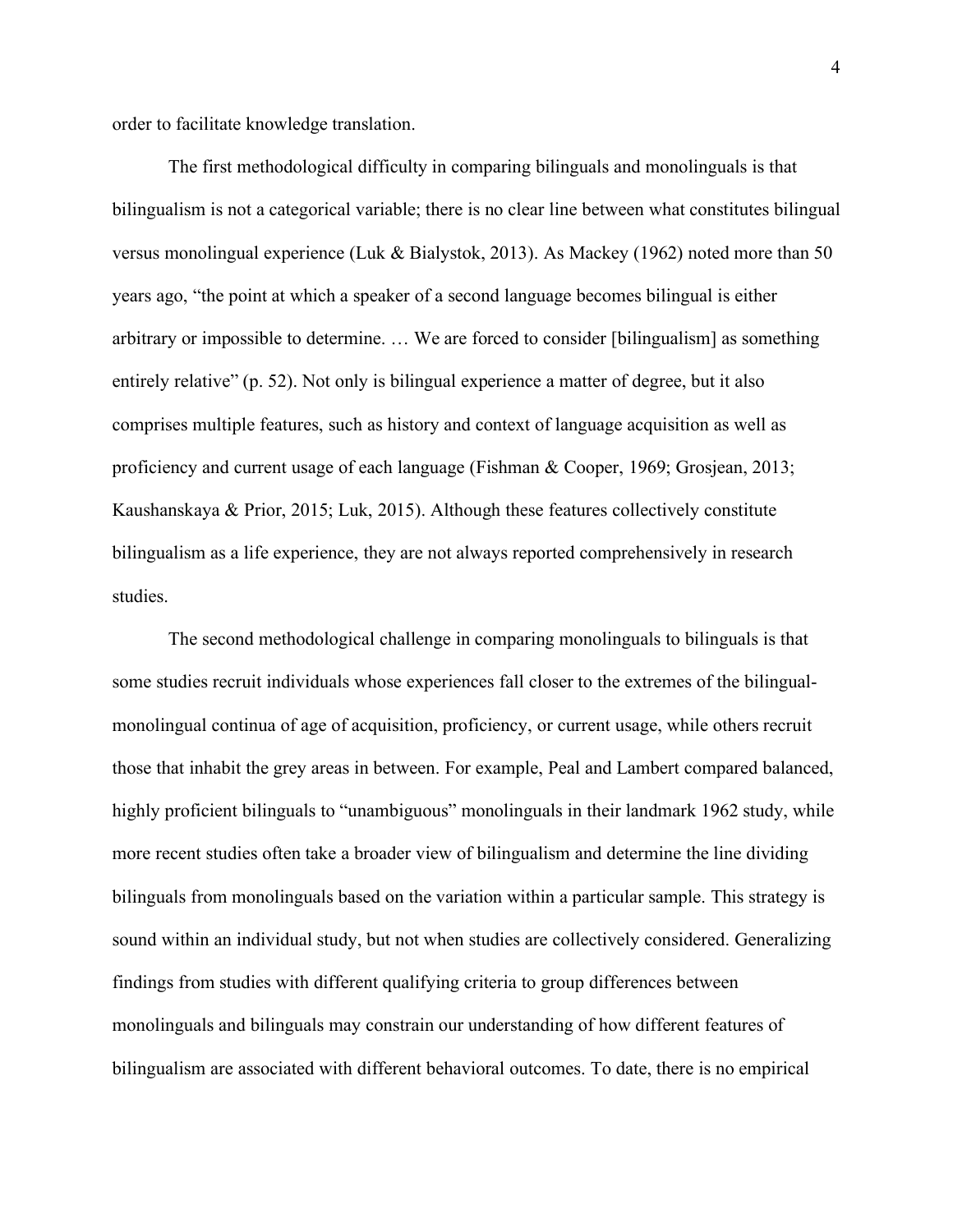order to facilitate knowledge translation.

The first methodological difficulty in comparing bilinguals and monolinguals is that bilingualism is not a categorical variable; there is no clear line between what constitutes bilingual versus monolingual experience (Luk & Bialystok, 2013). As Mackey (1962) noted more than 50 years ago, "the point at which a speaker of a second language becomes bilingual is either arbitrary or impossible to determine. … We are forced to consider [bilingualism] as something entirely relative" (p. 52). Not only is bilingual experience a matter of degree, but it also comprises multiple features, such as history and context of language acquisition as well as proficiency and current usage of each language (Fishman & Cooper, 1969; Grosjean, 2013; Kaushanskaya & Prior, 2015; Luk, 2015). Although these features collectively constitute bilingualism as a life experience, they are not always reported comprehensively in research studies.

The second methodological challenge in comparing monolinguals to bilinguals is that some studies recruit individuals whose experiences fall closer to the extremes of the bilingual-monolingual continua of age of acquisition, proficiency, or current usage, while others recruit those that inhabit the grey areas in between. For example, Peal and Lambert compared balanced, highly proficient bilinguals to "unambiguous" monolinguals in their landmark 1962 study, while more recent studies often take a broader view of bilingualism and determine the line dividing bilinguals from monolinguals based on the variation within a particular sample. This strategy is sound within an individual study, but not when studies are collectively considered. Generalizing findings from studies with different qualifying criteria to group differences between monolinguals and bilinguals may constrain our understanding of how different features of bilingualism are associated with different behavioral outcomes. To date, there is no empirical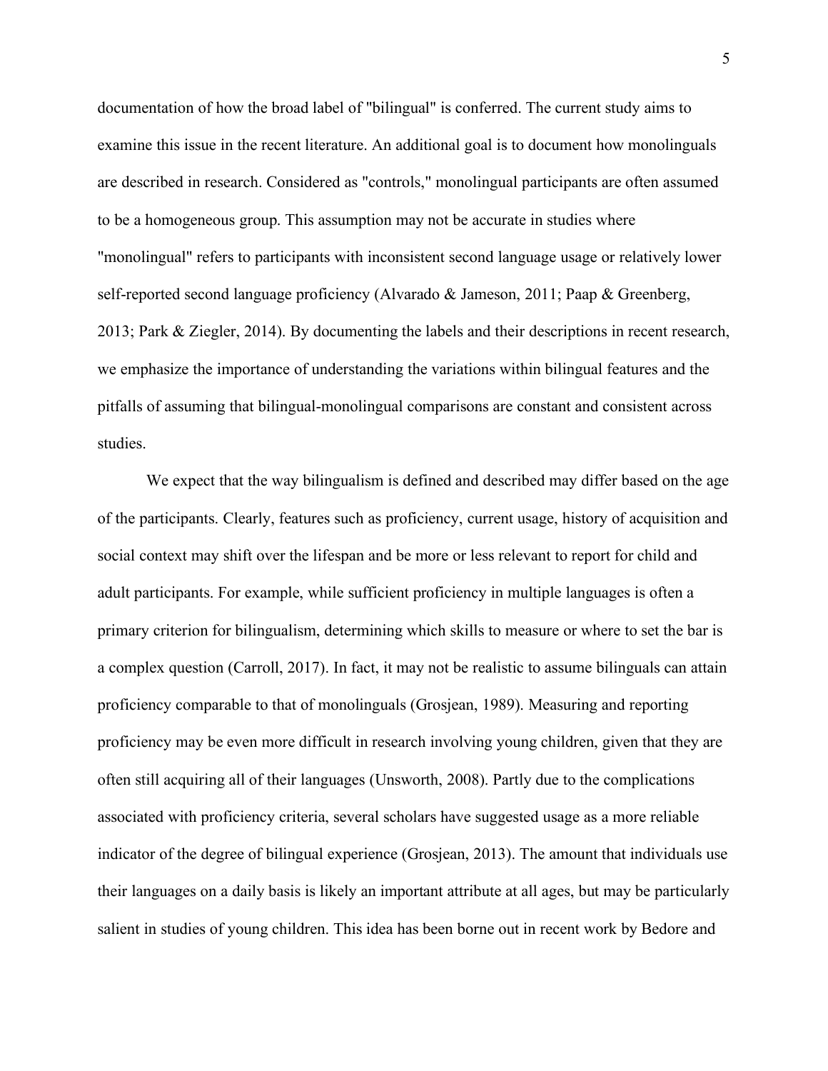documentation of how the broad label of "bilingual" is conferred. The current study aims to examine this issue in the recent literature. An additional goal is to document how monolinguals are described in research. Considered as "controls," monolingual participants are often assumed to be a homogeneous group. This assumption may not be accurate in studies where "monolingual" refers to participants with inconsistent second language usage or relatively lower self-reported second language proficiency (Alvarado & Jameson, 2011; Paap & Greenberg, 2013; Park & Ziegler, 2014). By documenting the labels and their descriptions in recent research, we emphasize the importance of understanding the variations within bilingual features and the pitfalls of assuming that bilingual-monolingual comparisons are constant and consistent across studies.

We expect that the way bilingualism is defined and described may differ based on the age of the participants. Clearly, features such as proficiency, current usage, history of acquisition and social context may shift over the lifespan and be more or less relevant to report for child and adult participants. For example, while sufficient proficiency in multiple languages is often a primary criterion for bilingualism, determining which skills to measure or where to set the bar is a complex question (Carroll, 2017). In fact, it may not be realistic to assume bilinguals can attain proficiency comparable to that of monolinguals (Grosjean, 1989). Measuring and reporting proficiency may be even more difficult in research involving young children, given that they are often still acquiring all of their languages (Unsworth, 2008). Partly due to the complications associated with proficiency criteria, several scholars have suggested usage as a more reliable indicator of the degree of bilingual experience (Grosjean, 2013). The amount that individuals use their languages on a daily basis is likely an important attribute at all ages, but may be particularly salient in studies of young children. This idea has been borne out in recent work by Bedore and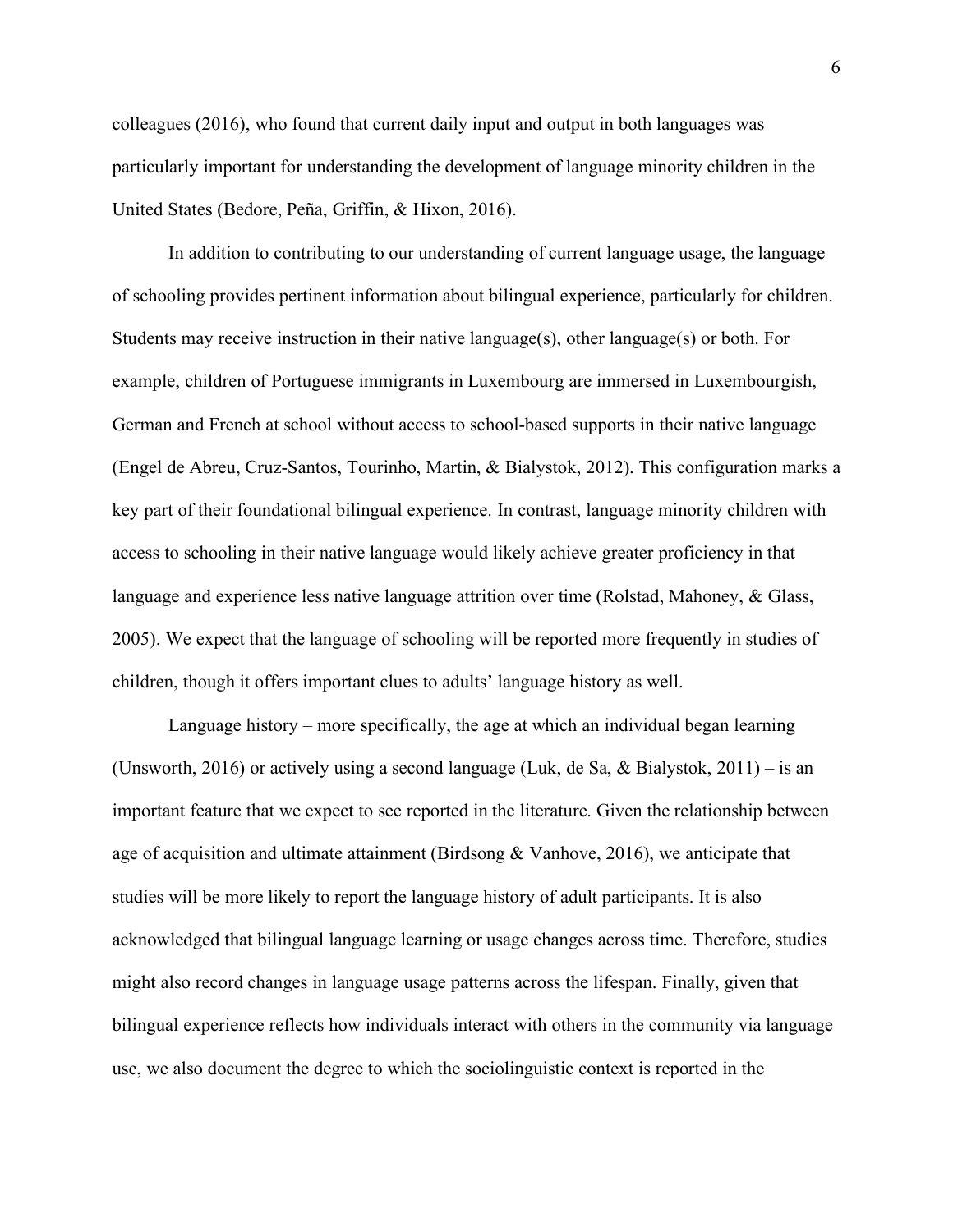colleagues (2016), who found that current daily input and output in both languages was particularly important for understanding the development of language minority children in the United States (Bedore, Peña, Griffin, & Hixon, 2016).

In addition to contributing to our understanding of current language usage, the language of schooling provides pertinent information about bilingual experience, particularly for children. Students may receive instruction in their native language(s), other language(s) or both. For example, children of Portuguese immigrants in Luxembourg are immersed in Luxembourgish, German and French at school without access to school-based supports in their native language (Engel de Abreu, Cruz-Santos, Tourinho, Martin, & Bialystok, 2012). This configuration marks a key part of their foundational bilingual experience. In contrast, language minority children with access to schooling in their native language would likely achieve greater proficiency in that language and experience less native language attrition over time (Rolstad, Mahoney, & Glass, 2005). We expect that the language of schooling will be reported more frequently in studies of children, though it offers important clues to adults' language history as well.

Language history – more specifically, the age at which an individual began learning (Unsworth, 2016) or actively using a second language (Luk, de Sa, & Bialystok, 2011) – is an important feature that we expect to see reported in the literature. Given the relationship between age of acquisition and ultimate attainment (Birdsong & Vanhove, 2016), we anticipate that studies will be more likely to report the language history of adult participants. It is also acknowledged that bilingual language learning or usage changes across time. Therefore, studies might also record changes in language usage patterns across the lifespan. Finally, given that bilingual experience reflects how individuals interact with others in the community via language use, we also document the degree to which the sociolinguistic context is reported in the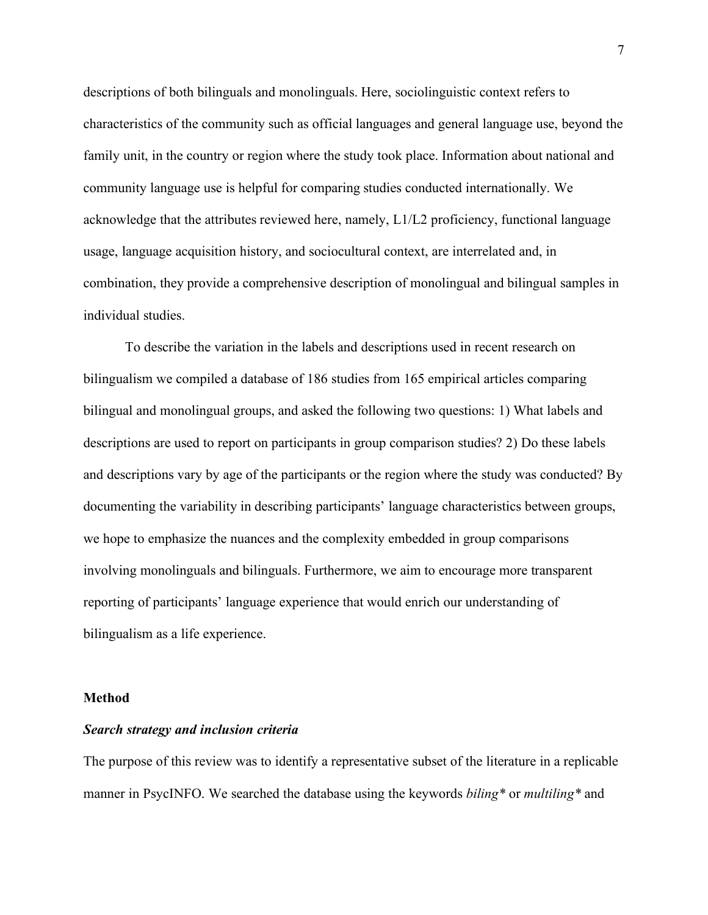descriptions of both bilinguals and monolinguals. Here, sociolinguistic context refers to characteristics of the community such as official languages and general language use, beyond the family unit, in the country or region where the study took place. Information about national and community language use is helpful for comparing studies conducted internationally. We acknowledge that the attributes reviewed here, namely, L1/L2 proficiency, functional language usage, language acquisition history, and sociocultural context, are interrelated and, in combination, they provide a comprehensive description of monolingual and bilingual samples in individual studies.

To describe the variation in the labels and descriptions used in recent research on bilingualism we compiled a database of 186 studies from 165 empirical articles comparing bilingual and monolingual groups, and asked the following two questions: 1) What labels and descriptions are used to report on participants in group comparison studies? 2) Do these labels and descriptions vary by age of the participants or the region where the study was conducted? By documenting the variability in describing participants' language characteristics between groups, we hope to emphasize the nuances and the complexity embedded in group comparisons involving monolinguals and bilinguals. Furthermore, we aim to encourage more transparent reporting of participants' language experience that would enrich our understanding of bilingualism as a life experience.

## Method

### *Search strategy and inclusion criteria*

The purpose of this review was to identify a representative subset of the literature in a replicable manner in PsycINFO. We searched the database using the keywords *biling** or *multiling** and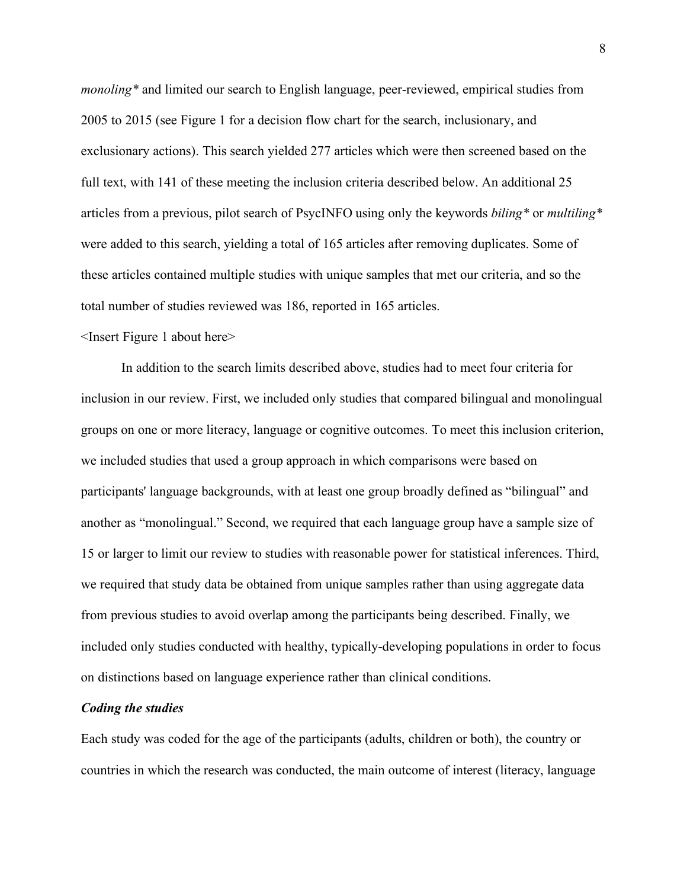*monoling** and limited our search to English language, peer-reviewed, empirical studies from 2005 to 2015 (see Figure 1 for a decision flow chart for the search, inclusionary, and exclusionary actions). This search yielded 277 articles which were then screened based on the full text, with 141 of these meeting the inclusion criteria described below. An additional 25 articles from a previous, pilot search of PsycINFO using only the keywords *biling** or *multiling** were added to this search, yielding a total of 165 articles after removing duplicates. Some of these articles contained multiple studies with unique samples that met our criteria, and so the total number of studies reviewed was 186, reported in 165 articles.

<Insert Figure 1 about here>

In addition to the search limits described above, studies had to meet four criteria for inclusion in our review. First, we included only studies that compared bilingual and monolingual groups on one or more literacy, language or cognitive outcomes. To meet this inclusion criterion, we included studies that used a group approach in which comparisons were based on participants' language backgrounds, with at least one group broadly defined as "bilingual" and another as "monolingual." Second, we required that each language group have a sample size of 15 or larger to limit our review to studies with reasonable power for statistical inferences. Third, we required that study data be obtained from unique samples rather than using aggregate data from previous studies to avoid overlap among the participants being described. Finally, we included only studies conducted with healthy, typically-developing populations in order to focus on distinctions based on language experience rather than clinical conditions.

### *Coding the studies*

Each study was coded for the age of the participants (adults, children or both), the country or countries in which the research was conducted, the main outcome of interest (literacy, language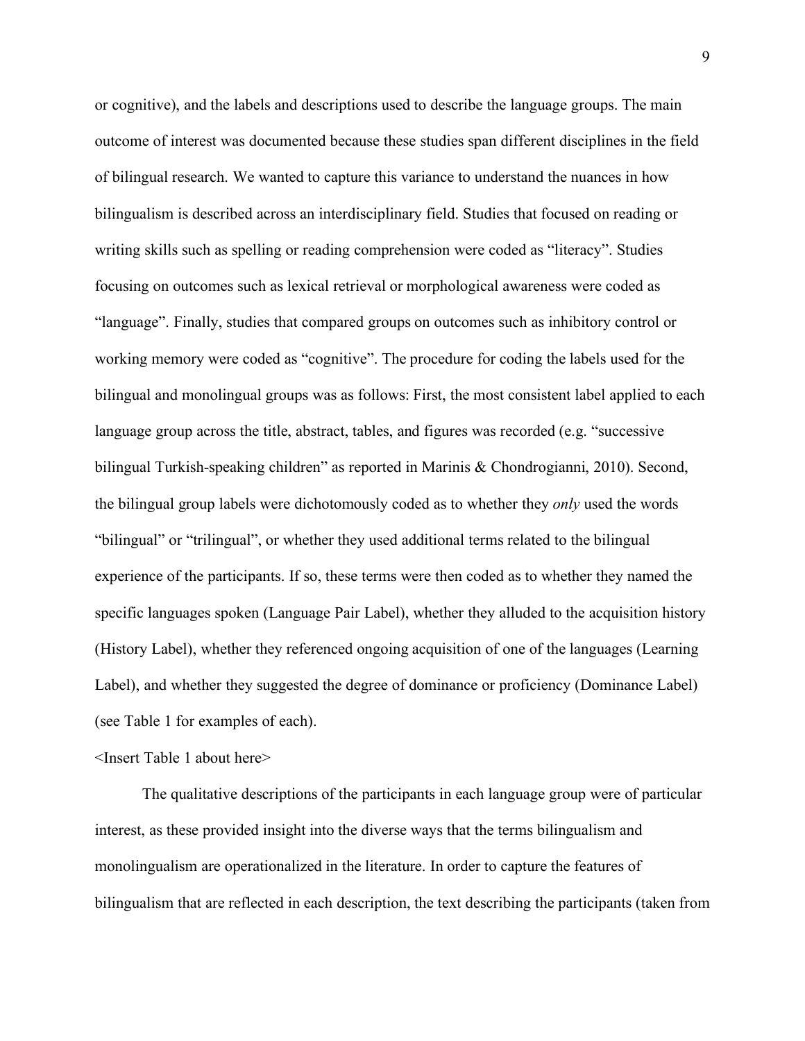or cognitive), and the labels and descriptions used to describe the language groups. The main outcome of interest was documented because these studies span different disciplines in the field of bilingual research. We wanted to capture this variance to understand the nuances in how bilingualism is described across an interdisciplinary field. Studies that focused on reading or writing skills such as spelling or reading comprehension were coded as "literacy". Studies focusing on outcomes such as lexical retrieval or morphological awareness were coded as "language". Finally, studies that compared groups on outcomes such as inhibitory control or working memory were coded as "cognitive". The procedure for coding the labels used for the bilingual and monolingual groups was as follows: First, the most consistent label applied to each language group across the title, abstract, tables, and figures was recorded (e.g. "successive bilingual Turkish-speaking children" as reported in Marinis & Chondrogianni, 2010). Second, the bilingual group labels were dichotomously coded as to whether they *only* used the words "bilingual" or "trilingual", or whether they used additional terms related to the bilingual experience of the participants. If so, these terms were then coded as to whether they named the specific languages spoken (Language Pair Label), whether they alluded to the acquisition history (History Label), whether they referenced ongoing acquisition of one of the languages (Learning Label), and whether they suggested the degree of dominance or proficiency (Dominance Label) (see Table 1 for examples of each).

<Insert Table 1 about here>

The qualitative descriptions of the participants in each language group were of particular interest, as these provided insight into the diverse ways that the terms bilingualism and monolingualism are operationalized in the literature. In order to capture the features of bilingualism that are reflected in each description, the text describing the participants (taken from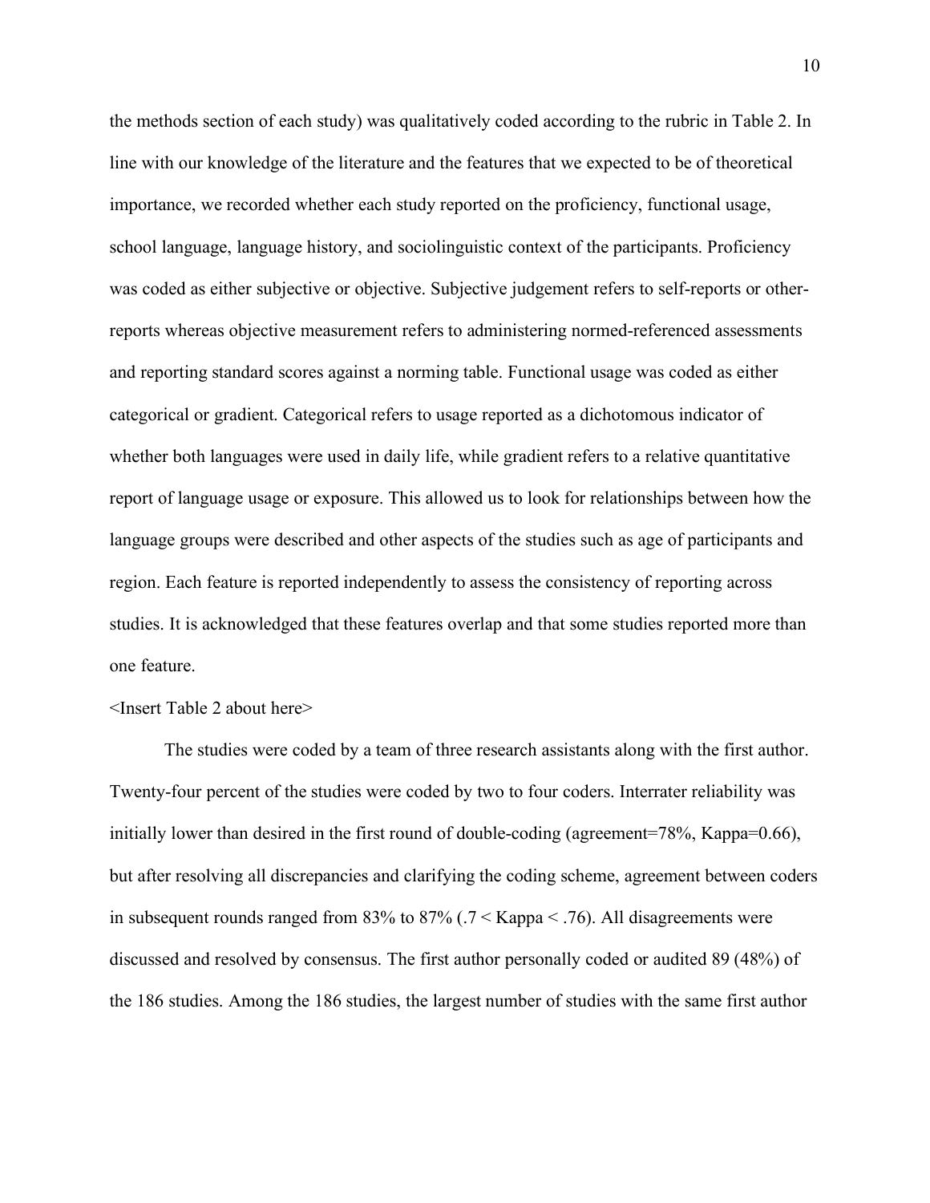the methods section of each study) was qualitatively coded according to the rubric in Table 2. In line with our knowledge of the literature and the features that we expected to be of theoretical importance, we recorded whether each study reported on the proficiency, functional usage, school language, language history, and sociolinguistic context of the participants. Proficiency was coded as either subjective or objective. Subjective judgement refers to self-reports or other-reports whereas objective measurement refers to administering normed-referenced assessments and reporting standard scores against a norming table. Functional usage was coded as either categorical or gradient. Categorical refers to usage reported as a dichotomous indicator of whether both languages were used in daily life, while gradient refers to a relative quantitative report of language usage or exposure. This allowed us to look for relationships between how the language groups were described and other aspects of the studies such as age of participants and region. Each feature is reported independently to assess the consistency of reporting across studies. It is acknowledged that these features overlap and that some studies reported more than one feature.

<Insert Table 2 about here>

The studies were coded by a team of three research assistants along with the first author. Twenty-four percent of the studies were coded by two to four coders. Interrater reliability was initially lower than desired in the first round of double-coding (agreement=78%, Kappa=0.66), but after resolving all discrepancies and clarifying the coding scheme, agreement between coders in subsequent rounds ranged from 83% to 87% ($.7 < \text{Kappa} < .76$). All disagreements were discussed and resolved by consensus. The first author personally coded or audited 89 (48%) of the 186 studies. Among the 186 studies, the largest number of studies with the same first author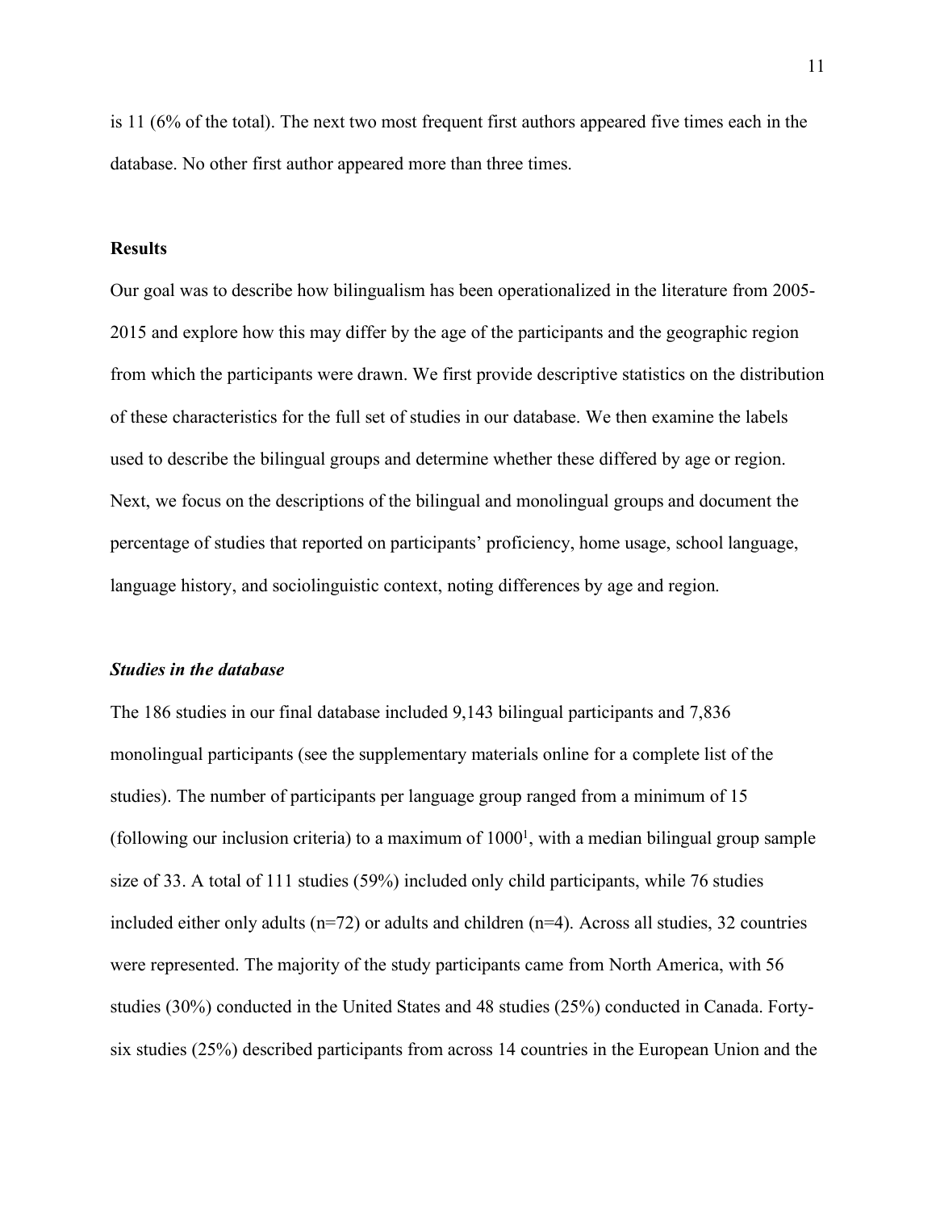is 11 (6% of the total). The next two most frequent first authors appeared five times each in the database. No other first author appeared more than three times.

## Results

Our goal was to describe how bilingualism has been operationalized in the literature from 2005-2015 and explore how this may differ by the age of the participants and the geographic region from which the participants were drawn. We first provide descriptive statistics on the distribution of these characteristics for the full set of studies in our database. We then examine the labels used to describe the bilingual groups and determine whether these differed by age or region. Next, we focus on the descriptions of the bilingual and monolingual groups and document the percentage of studies that reported on participants' proficiency, home usage, school language, language history, and sociolinguistic context, noting differences by age and region.

### *Studies in the database*

The 186 studies in our final database included 9,143 bilingual participants and 7,836 monolingual participants (see the supplementary materials online for a complete list of the studies). The number of participants per language group ranged from a minimum of 15 (following our inclusion criteria) to a maximum of 1000[1], with a median bilingual group sample size of 33. A total of 111 studies (59%) included only child participants, while 76 studies included either only adults (n=72) or adults and children (n=4). Across all studies, 32 countries were represented. The majority of the study participants came from North America, with 56 studies (30%) conducted in the United States and 48 studies (25%) conducted in Canada. Forty-six studies (25%) described participants from across 14 countries in the European Union and the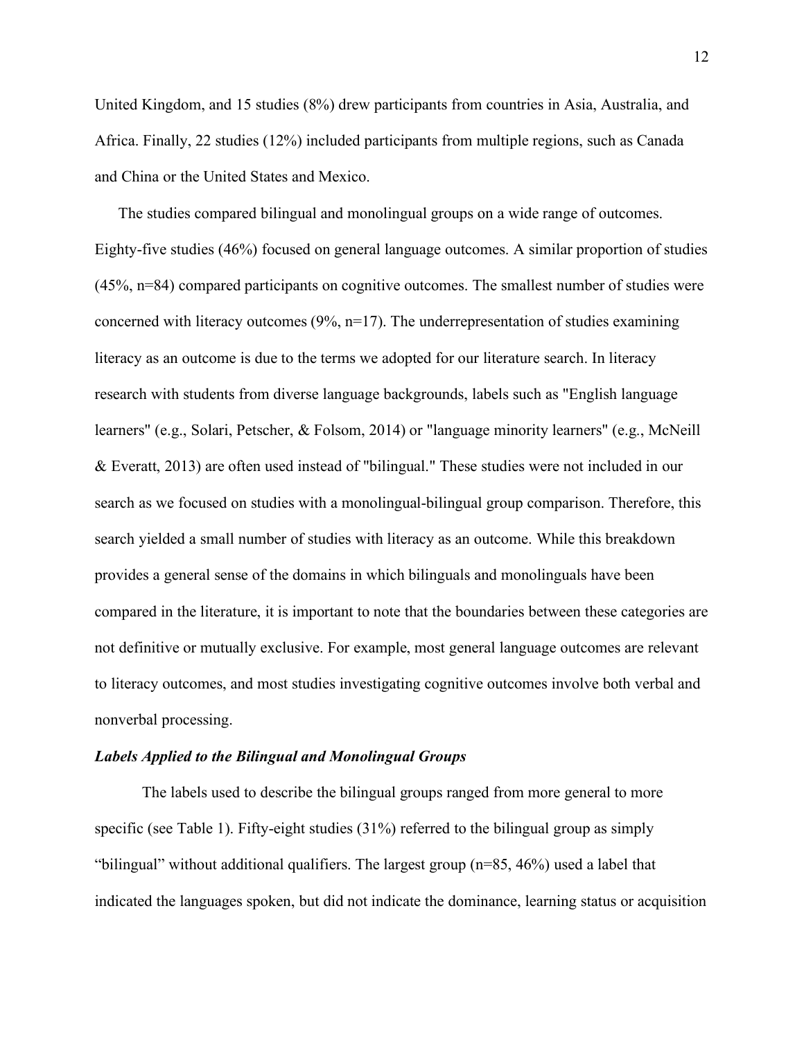United Kingdom, and 15 studies (8%) drew participants from countries in Asia, Australia, and Africa. Finally, 22 studies (12%) included participants from multiple regions, such as Canada and China or the United States and Mexico.

The studies compared bilingual and monolingual groups on a wide range of outcomes. Eighty-five studies (46%) focused on general language outcomes. A similar proportion of studies (45%, n=84) compared participants on cognitive outcomes. The smallest number of studies were concerned with literacy outcomes (9%, n=17). The underrepresentation of studies examining literacy as an outcome is due to the terms we adopted for our literature search. In literacy research with students from diverse language backgrounds, labels such as "English language learners" (e.g., Solari, Petscher, & Folsom, 2014) or "language minority learners" (e.g., McNeill & Everatt, 2013) are often used instead of "bilingual." These studies were not included in our search as we focused on studies with a monolingual-bilingual group comparison. Therefore, this search yielded a small number of studies with literacy as an outcome. While this breakdown provides a general sense of the domains in which bilinguals and monolinguals have been compared in the literature, it is important to note that the boundaries between these categories are not definitive or mutually exclusive. For example, most general language outcomes are relevant to literacy outcomes, and most studies investigating cognitive outcomes involve both verbal and nonverbal processing.

### *Labels Applied to the Bilingual and Monolingual Groups*

The labels used to describe the bilingual groups ranged from more general to more specific (see Table 1). Fifty-eight studies (31%) referred to the bilingual group as simply "bilingual" without additional qualifiers. The largest group (n=85, 46%) used a label that indicated the languages spoken, but did not indicate the dominance, learning status or acquisition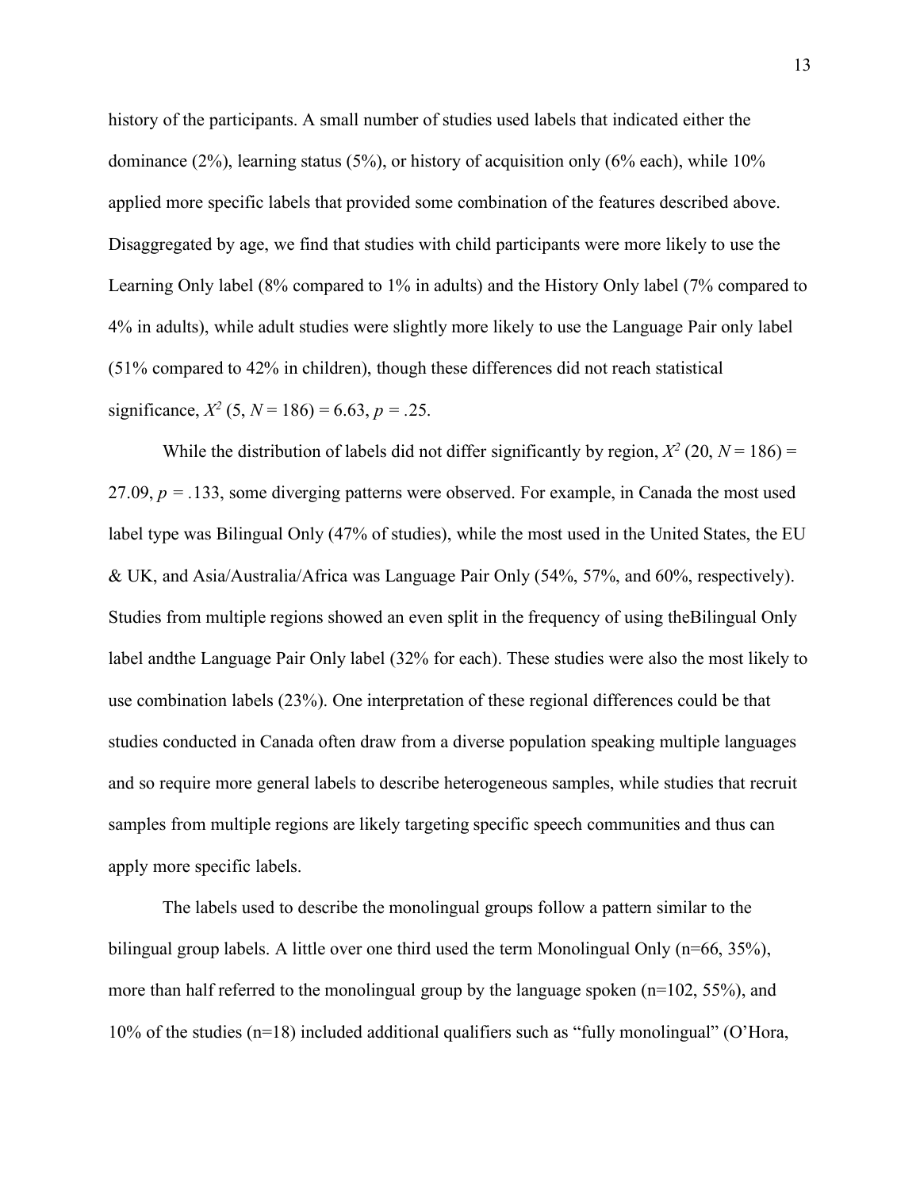history of the participants. A small number of studies used labels that indicated either the dominance (2%), learning status (5%), or history of acquisition only (6% each), while 10% applied more specific labels that provided some combination of the features described above. Disaggregated by age, we find that studies with child participants were more likely to use the Learning Only label (8% compared to 1% in adults) and the History Only label (7% compared to 4% in adults), while adult studies were slightly more likely to use the Language Pair only label (51% compared to 42% in children), though these differences did not reach statistical significance, $X^2$ (5, $N$ = 186) = 6.63, $p$ = .25.

While the distribution of labels did not differ significantly by region, $X^2$ (20, $N$ = 186) = 27.09, $p$ = .133, some diverging patterns were observed. For example, in Canada the most used label type was Bilingual Only (47% of studies), while the most used in the United States, the EU & UK, and Asia/Australia/Africa was Language Pair Only (54%, 57%, and 60%, respectively). Studies from multiple regions showed an even split in the frequency of using theBilingual Only label andthe Language Pair Only label (32% for each). These studies were also the most likely to use combination labels (23%). One interpretation of these regional differences could be that studies conducted in Canada often draw from a diverse population speaking multiple languages and so require more general labels to describe heterogeneous samples, while studies that recruit samples from multiple regions are likely targeting specific speech communities and thus can apply more specific labels.

The labels used to describe the monolingual groups follow a pattern similar to the bilingual group labels. A little over one third used the term Monolingual Only (n=66, 35%), more than half referred to the monolingual group by the language spoken (n=102, 55%), and 10% of the studies (n=18) included additional qualifiers such as "fully monolingual" (O'Hora,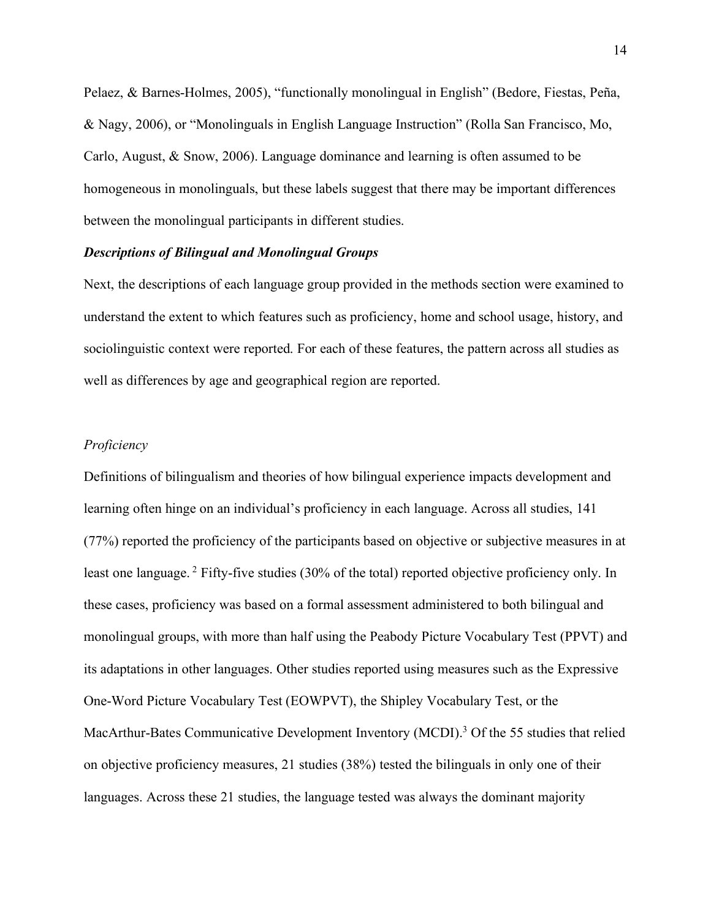Pelaez, & Barnes-Holmes, 2005), "functionally monolingual in English" (Bedore, Fiestas, Peña, & Nagy, 2006), or "Monolinguals in English Language Instruction" (Rolla San Francisco, Mo, Carlo, August, & Snow, 2006). Language dominance and learning is often assumed to be homogeneous in monolinguals, but these labels suggest that there may be important differences between the monolingual participants in different studies.

### *Descriptions of Bilingual and Monolingual Groups*

Next, the descriptions of each language group provided in the methods section were examined to understand the extent to which features such as proficiency, home and school usage, history, and sociolinguistic context were reported. For each of these features, the pattern across all studies as well as differences by age and geographical region are reported.

#### *Proficiency*

Definitions of bilingualism and theories of how bilingual experience impacts development and learning often hinge on an individual's proficiency in each language. Across all studies, 141 (77%) reported the proficiency of the participants based on objective or subjective measures in at least one language. [2] Fifty-five studies (30% of the total) reported objective proficiency only. In these cases, proficiency was based on a formal assessment administered to both bilingual and monolingual groups, with more than half using the Peabody Picture Vocabulary Test (PPVT) and its adaptations in other languages. Other studies reported using measures such as the Expressive One-Word Picture Vocabulary Test (EOWPVT), the Shipley Vocabulary Test, or the MacArthur-Bates Communicative Development Inventory (MCDI).[3] Of the 55 studies that relied on objective proficiency measures, 21 studies (38%) tested the bilinguals in only one of their languages. Across these 21 studies, the language tested was always the dominant majority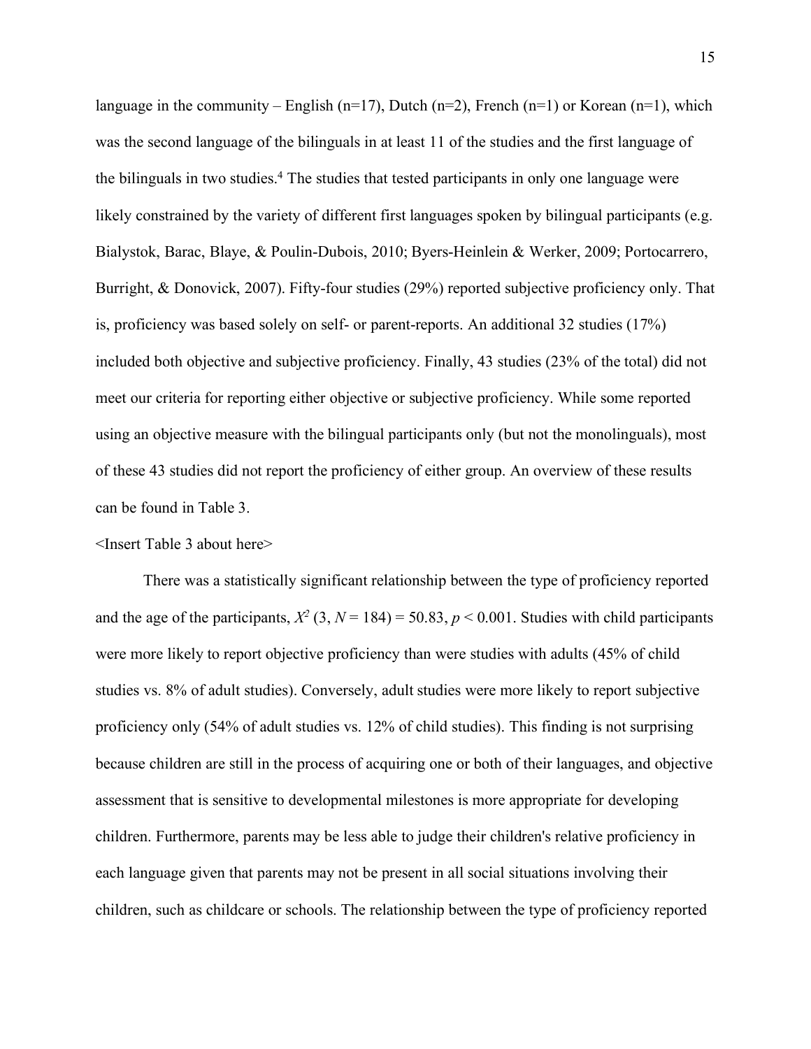language in the community – English (n=17), Dutch (n=2), French (n=1) or Korean (n=1), which was the second language of the bilinguals in at least 11 of the studies and the first language of the bilinguals in two studies.[4] The studies that tested participants in only one language were likely constrained by the variety of different first languages spoken by bilingual participants (e.g. Bialystok, Barac, Blaye, & Poulin-Dubois, 2010; Byers-Heinlein & Werker, 2009; Portocarrero, Burright, & Donovick, 2007). Fifty-four studies (29%) reported subjective proficiency only. That is, proficiency was based solely on self- or parent-reports. An additional 32 studies (17%) included both objective and subjective proficiency. Finally, 43 studies (23% of the total) did not meet our criteria for reporting either objective or subjective proficiency. While some reported using an objective measure with the bilingual participants only (but not the monolinguals), most of these 43 studies did not report the proficiency of either group. An overview of these results can be found in Table 3.

<Insert Table 3 about here>

There was a statistically significant relationship between the type of proficiency reported and the age of the participants, $X^2$ $(3, N = 184) = 50.83, p < 0.001$. Studies with child participants were more likely to report objective proficiency than were studies with adults (45% of child studies vs. 8% of adult studies). Conversely, adult studies were more likely to report subjective proficiency only (54% of adult studies vs. 12% of child studies). This finding is not surprising because children are still in the process of acquiring one or both of their languages, and objective assessment that is sensitive to developmental milestones is more appropriate for developing children. Furthermore, parents may be less able to judge their children's relative proficiency in each language given that parents may not be present in all social situations involving their children, such as childcare or schools. The relationship between the type of proficiency reported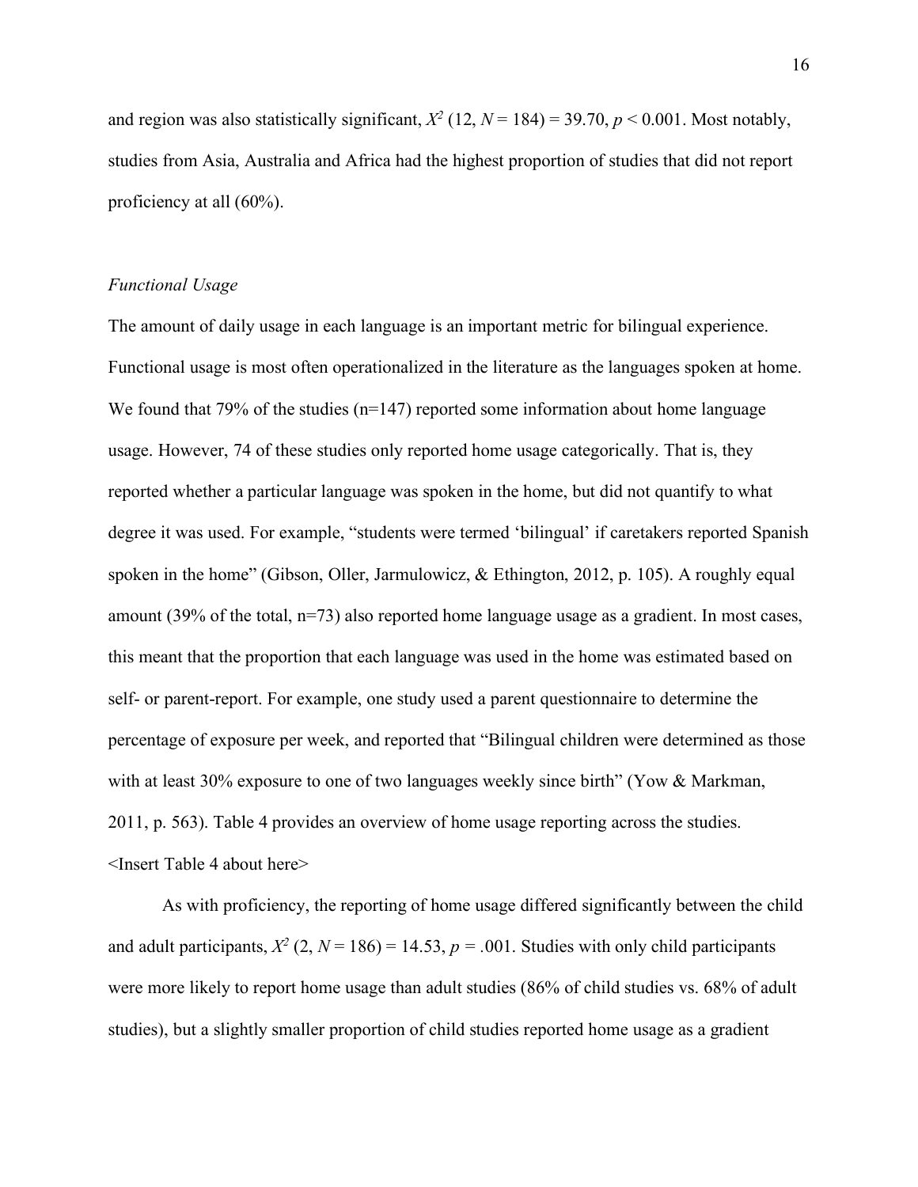and region was also statistically significant, $X^2$ (12, $N$ = 184) = 39.70, $p$ < 0.001. Most notably, studies from Asia, Australia and Africa had the highest proportion of studies that did not report proficiency at all (60%).

*Functional Usage*

The amount of daily usage in each language is an important metric for bilingual experience. Functional usage is most often operationalized in the literature as the languages spoken at home. We found that 79% of the studies (n=147) reported some information about home language usage. However, 74 of these studies only reported home usage categorically. That is, they reported whether a particular language was spoken in the home, but did not quantify to what degree it was used. For example, "students were termed 'bilingual' if caretakers reported Spanish spoken in the home" (Gibson, Oller, Jarmulowicz, & Ethington, 2012, p. 105). A roughly equal amount (39% of the total, n=73) also reported home language usage as a gradient. In most cases, this meant that the proportion that each language was used in the home was estimated based on self- or parent-report. For example, one study used a parent questionnaire to determine the percentage of exposure per week, and reported that "Bilingual children were determined as those with at least 30% exposure to one of two languages weekly since birth" (Yow & Markman, 2011, p. 563). Table 4 provides an overview of home usage reporting across the studies.
<Insert Table 4 about here>

As with proficiency, the reporting of home usage differed significantly between the child and adult participants, $X^2$ (2, $N$ = 186) = 14.53, $p$ = .001. Studies with only child participants were more likely to report home usage than adult studies (86% of child studies vs. 68% of adult studies), but a slightly smaller proportion of child studies reported home usage as a gradient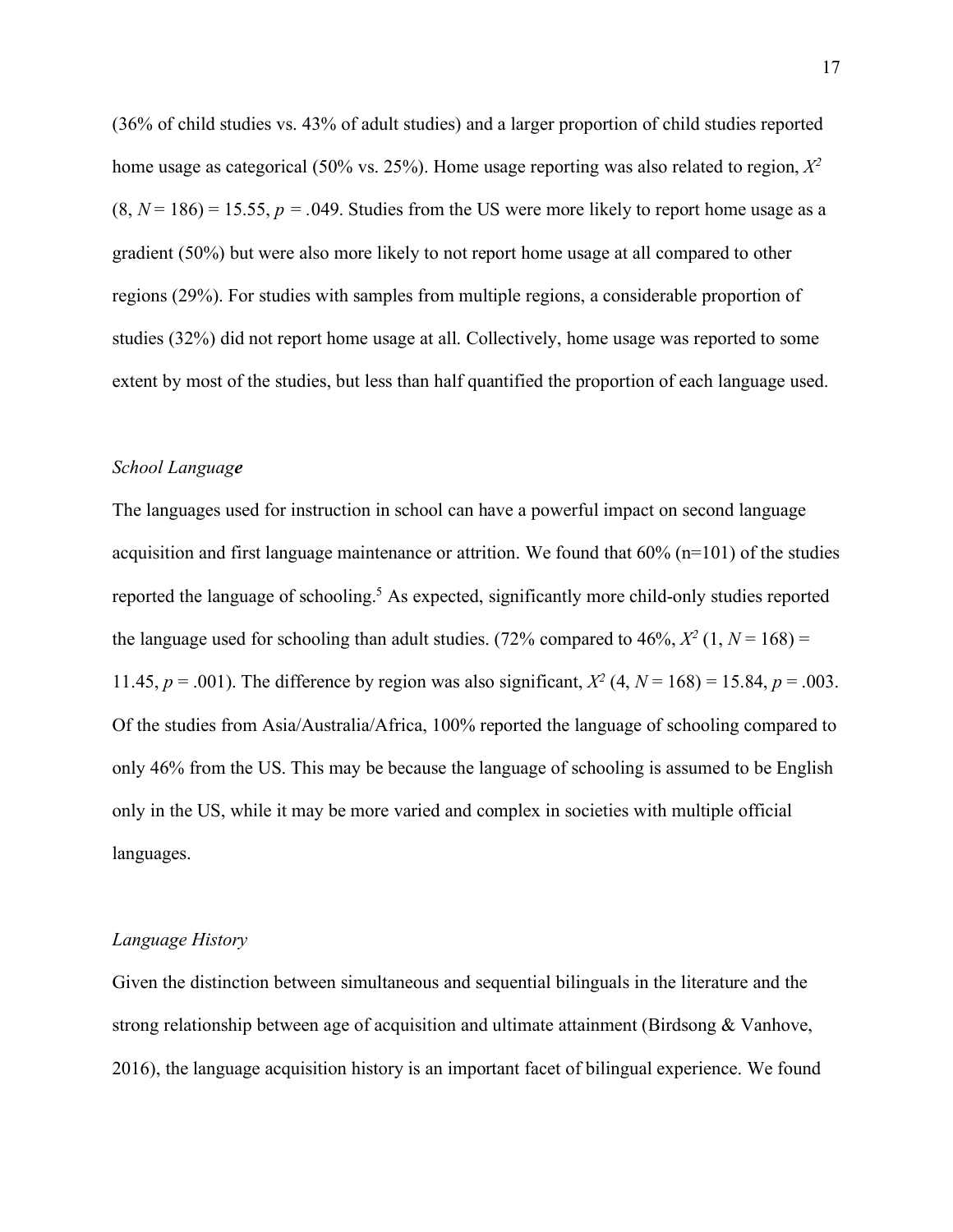(36% of child studies vs. 43% of adult studies) and a larger proportion of child studies reported home usage as categorical (50% vs. 25%). Home usage reporting was also related to region, $X^2$ (8, $N$ = 186) = 15.55, $p$ = .049. Studies from the US were more likely to report home usage as a gradient (50%) but were also more likely to not report home usage at all compared to other regions (29%). For studies with samples from multiple regions, a considerable proportion of studies (32%) did not report home usage at all. Collectively, home usage was reported to some extent by most of the studies, but less than half quantified the proportion of each language used.

### *School Language*

The languages used for instruction in school can have a powerful impact on second language acquisition and first language maintenance or attrition. We found that 60% (n=101) of the studies reported the language of schooling.[5] As expected, significantly more child-only studies reported the language used for schooling than adult studies. (72% compared to 46%, $X^2$ (1, $N$ = 168) = 11.45, $p$ = .001). The difference by region was also significant, $X^2$ (4, $N$ = 168) = 15.84, $p$ = .003. Of the studies from Asia/Australia/Africa, 100% reported the language of schooling compared to only 46% from the US. This may be because the language of schooling is assumed to be English only in the US, while it may be more varied and complex in societies with multiple official languages.

### *Language History*

Given the distinction between simultaneous and sequential bilinguals in the literature and the strong relationship between age of acquisition and ultimate attainment (Birdsong & Vanhove, 2016), the language acquisition history is an important facet of bilingual experience. We found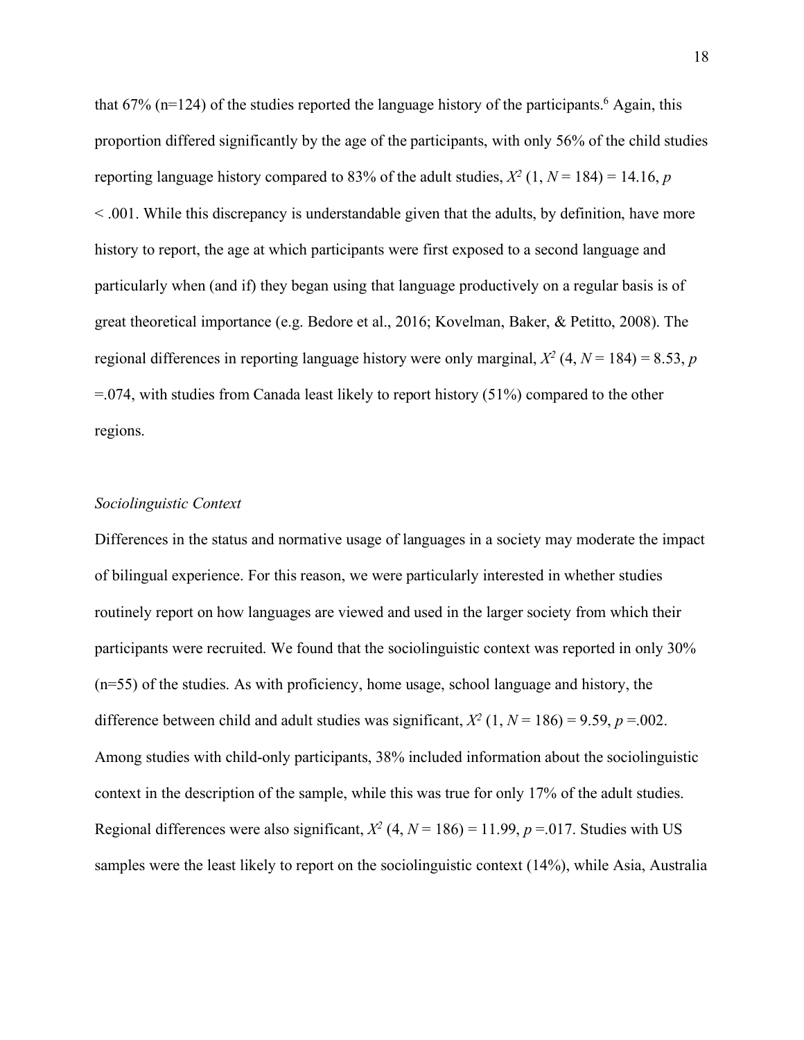that 67% (n=124) of the studies reported the language history of the participants.[6] Again, this proportion differed significantly by the age of the participants, with only 56% of the child studies reporting language history compared to 83% of the adult studies, $X^2$ (1, $N$ = 184) = 14.16, $p$ < .001. While this discrepancy is understandable given that the adults, by definition, have more history to report, the age at which participants were first exposed to a second language and particularly when (and if) they began using that language productively on a regular basis is of great theoretical importance (e.g. Bedore et al., 2016; Kovelman, Baker, & Petitto, 2008). The regional differences in reporting language history were only marginal, $X^2$ (4, $N$ = 184) = 8.53, $p$ =.074, with studies from Canada least likely to report history (51%) compared to the other regions.

*Sociolinguistic Context*

Differences in the status and normative usage of languages in a society may moderate the impact of bilingual experience. For this reason, we were particularly interested in whether studies routinely report on how languages are viewed and used in the larger society from which their participants were recruited. We found that the sociolinguistic context was reported in only 30% (n=55) of the studies. As with proficiency, home usage, school language and history, the difference between child and adult studies was significant, $X^2$ (1, $N$ = 186) = 9.59, $p$ =.002. Among studies with child-only participants, 38% included information about the sociolinguistic context in the description of the sample, while this was true for only 17% of the adult studies. Regional differences were also significant, $X^2$ (4, $N$ = 186) = 11.99, $p$ =.017. Studies with US samples were the least likely to report on the sociolinguistic context (14%), while Asia, Australia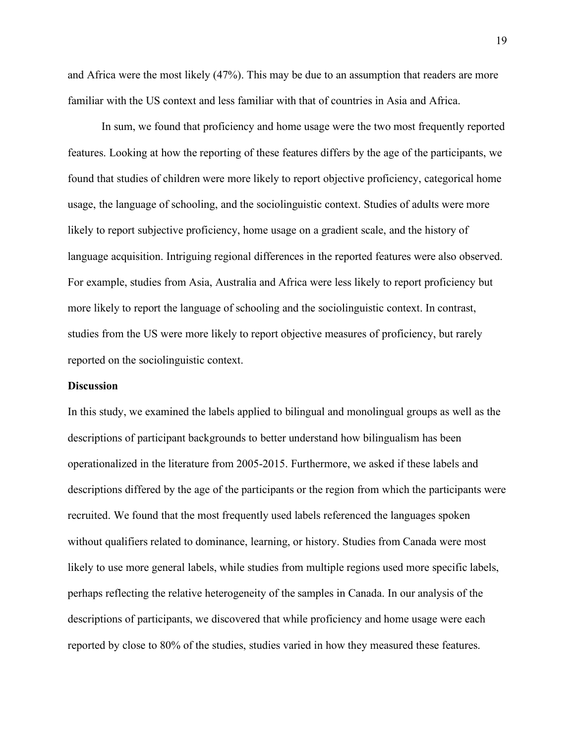and Africa were the most likely (47%). This may be due to an assumption that readers are more familiar with the US context and less familiar with that of countries in Asia and Africa.

In sum, we found that proficiency and home usage were the two most frequently reported features. Looking at how the reporting of these features differs by the age of the participants, we found that studies of children were more likely to report objective proficiency, categorical home usage, the language of schooling, and the sociolinguistic context. Studies of adults were more likely to report subjective proficiency, home usage on a gradient scale, and the history of language acquisition. Intriguing regional differences in the reported features were also observed. For example, studies from Asia, Australia and Africa were less likely to report proficiency but more likely to report the language of schooling and the sociolinguistic context. In contrast, studies from the US were more likely to report objective measures of proficiency, but rarely reported on the sociolinguistic context.

## Discussion

In this study, we examined the labels applied to bilingual and monolingual groups as well as the descriptions of participant backgrounds to better understand how bilingualism has been operationalized in the literature from 2005-2015. Furthermore, we asked if these labels and descriptions differed by the age of the participants or the region from which the participants were recruited. We found that the most frequently used labels referenced the languages spoken without qualifiers related to dominance, learning, or history. Studies from Canada were most likely to use more general labels, while studies from multiple regions used more specific labels, perhaps reflecting the relative heterogeneity of the samples in Canada. In our analysis of the descriptions of participants, we discovered that while proficiency and home usage were each reported by close to 80% of the studies, studies varied in how they measured these features.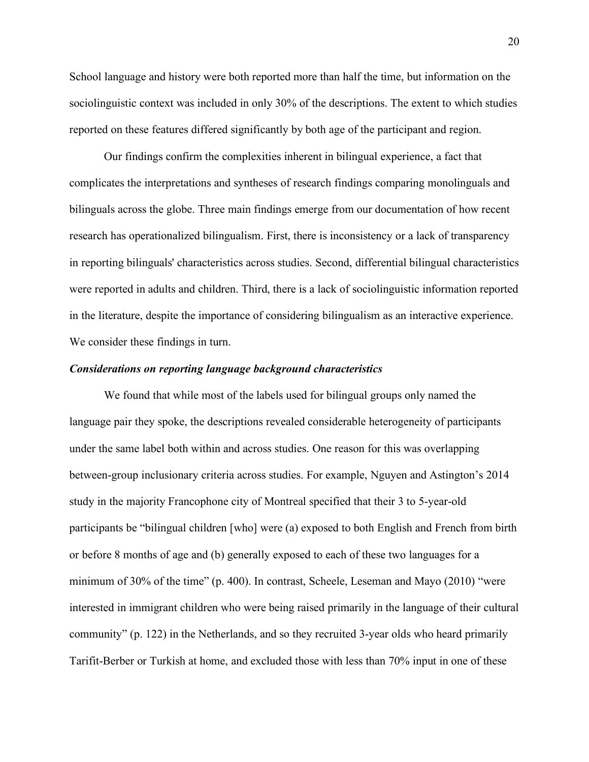School language and history were both reported more than half the time, but information on the sociolinguistic context was included in only 30% of the descriptions. The extent to which studies reported on these features differed significantly by both age of the participant and region.

Our findings confirm the complexities inherent in bilingual experience, a fact that complicates the interpretations and syntheses of research findings comparing monolinguals and bilinguals across the globe. Three main findings emerge from our documentation of how recent research has operationalized bilingualism. First, there is inconsistency or a lack of transparency in reporting bilinguals' characteristics across studies. Second, differential bilingual characteristics were reported in adults and children. Third, there is a lack of sociolinguistic information reported in the literature, despite the importance of considering bilingualism as an interactive experience. We consider these findings in turn.

### *Considerations on reporting language background characteristics*

We found that while most of the labels used for bilingual groups only named the language pair they spoke, the descriptions revealed considerable heterogeneity of participants under the same label both within and across studies. One reason for this was overlapping between-group inclusionary criteria across studies. For example, Nguyen and Astington's 2014 study in the majority Francophone city of Montreal specified that their 3 to 5-year-old participants be "bilingual children [who] were (a) exposed to both English and French from birth or before 8 months of age and (b) generally exposed to each of these two languages for a minimum of 30% of the time" (p. 400). In contrast, Scheele, Leseman and Mayo (2010) "were interested in immigrant children who were being raised primarily in the language of their cultural community" (p. 122) in the Netherlands, and so they recruited 3-year olds who heard primarily Tarifit-Berber or Turkish at home, and excluded those with less than 70% input in one of these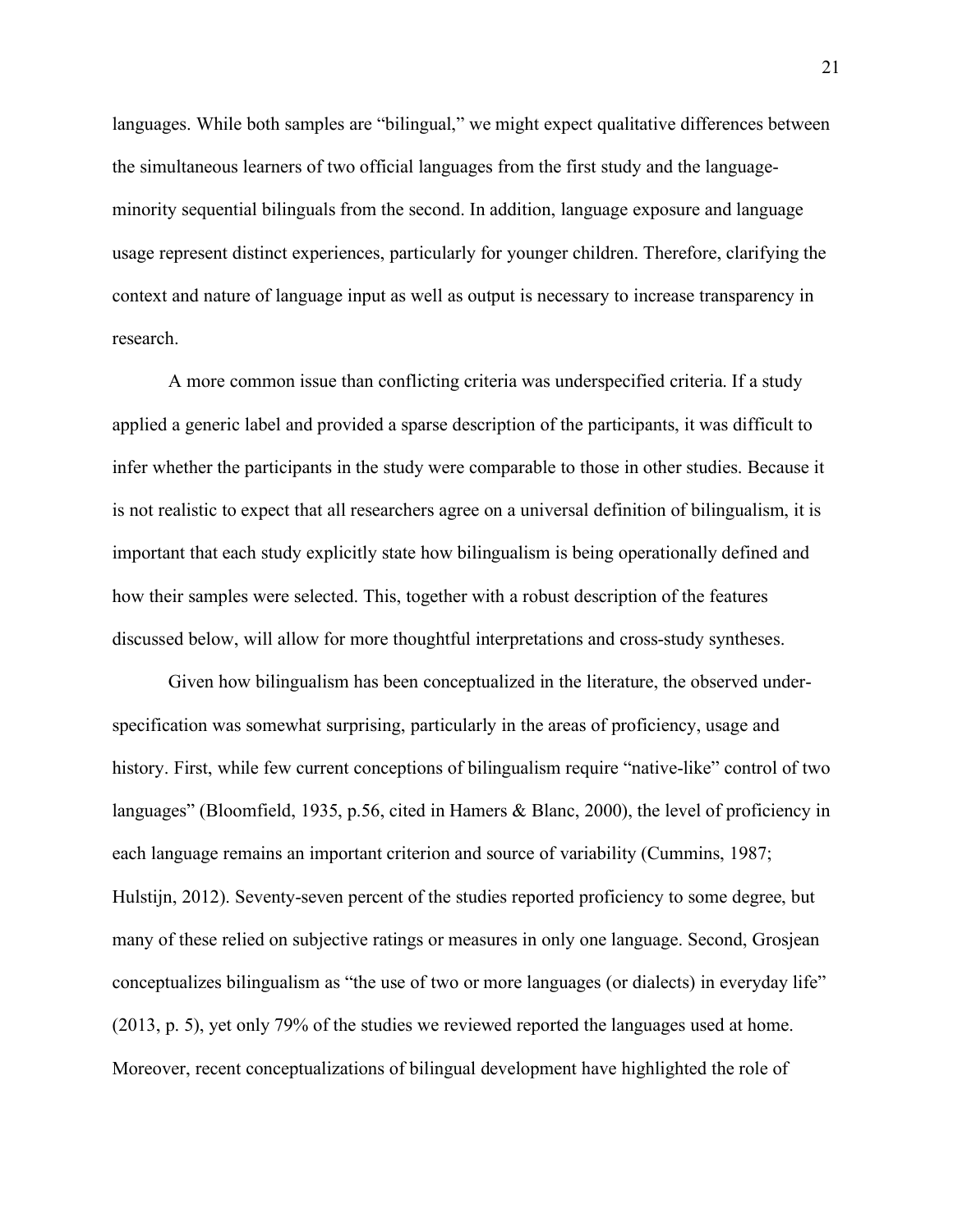languages. While both samples are "bilingual," we might expect qualitative differences between the simultaneous learners of two official languages from the first study and the language-minority sequential bilinguals from the second. In addition, language exposure and language usage represent distinct experiences, particularly for younger children. Therefore, clarifying the context and nature of language input as well as output is necessary to increase transparency in research.

A more common issue than conflicting criteria was underspecified criteria. If a study applied a generic label and provided a sparse description of the participants, it was difficult to infer whether the participants in the study were comparable to those in other studies. Because it is not realistic to expect that all researchers agree on a universal definition of bilingualism, it is important that each study explicitly state how bilingualism is being operationally defined and how their samples were selected. This, together with a robust description of the features discussed below, will allow for more thoughtful interpretations and cross-study syntheses.

Given how bilingualism has been conceptualized in the literature, the observed under-specification was somewhat surprising, particularly in the areas of proficiency, usage and history. First, while few current conceptions of bilingualism require "native-like" control of two languages" (Bloomfield, 1935, p.56, cited in Hamers & Blanc, 2000), the level of proficiency in each language remains an important criterion and source of variability (Cummins, 1987; Hulstijn, 2012). Seventy-seven percent of the studies reported proficiency to some degree, but many of these relied on subjective ratings or measures in only one language. Second, Grosjean conceptualizes bilingualism as "the use of two or more languages (or dialects) in everyday life" (2013, p. 5), yet only 79% of the studies we reviewed reported the languages used at home. Moreover, recent conceptualizations of bilingual development have highlighted the role of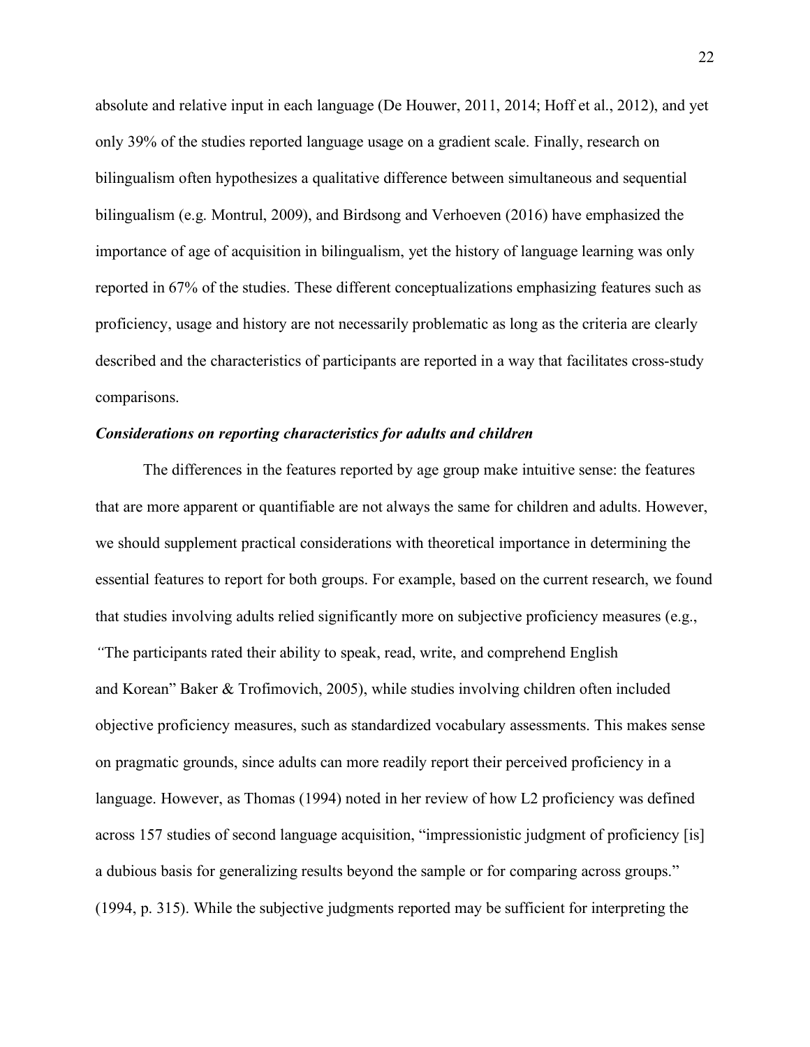absolute and relative input in each language (De Houwer, 2011, 2014; Hoff et al., 2012), and yet only 39% of the studies reported language usage on a gradient scale. Finally, research on bilingualism often hypothesizes a qualitative difference between simultaneous and sequential bilingualism (e.g. Montrul, 2009), and Birdsong and Verhoeven (2016) have emphasized the importance of age of acquisition in bilingualism, yet the history of language learning was only reported in 67% of the studies. These different conceptualizations emphasizing features such as proficiency, usage and history are not necessarily problematic as long as the criteria are clearly described and the characteristics of participants are reported in a way that facilitates cross-study comparisons.

***Considerations on reporting characteristics for adults and children***

The differences in the features reported by age group make intuitive sense: the features that are more apparent or quantifiable are not always the same for children and adults. However, we should supplement practical considerations with theoretical importance in determining the essential features to report for both groups. For example, based on the current research, we found that studies involving adults relied significantly more on subjective proficiency measures (e.g., *"*The participants rated their ability to speak, read, write, and comprehend English and Korean" Baker & Trofimovich, 2005), while studies involving children often included objective proficiency measures, such as standardized vocabulary assessments. This makes sense on pragmatic grounds, since adults can more readily report their perceived proficiency in a language. However, as Thomas (1994) noted in her review of how L2 proficiency was defined across 157 studies of second language acquisition, "impressionistic judgment of proficiency [is] a dubious basis for generalizing results beyond the sample or for comparing across groups." (1994, p. 315). While the subjective judgments reported may be sufficient for interpreting the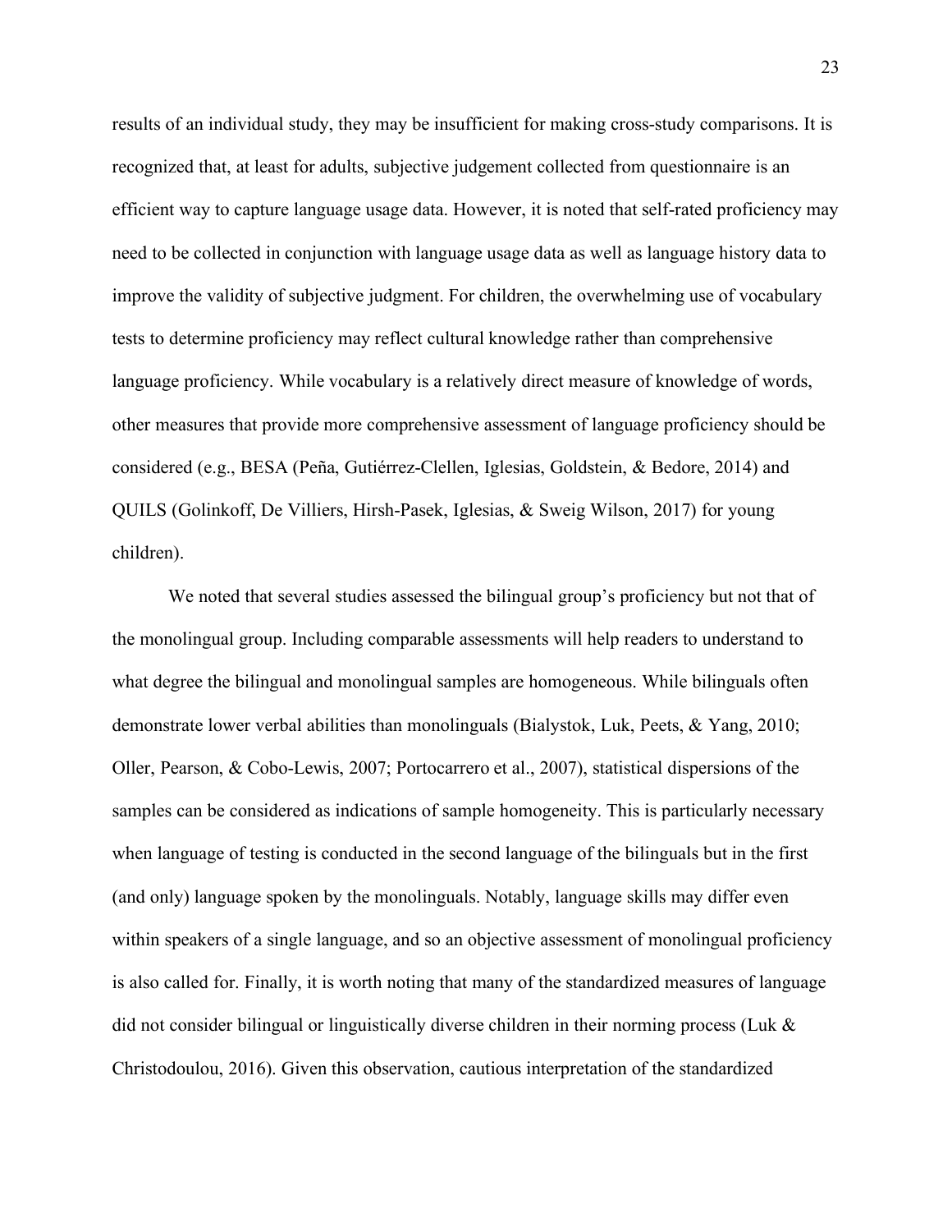results of an individual study, they may be insufficient for making cross-study comparisons. It is recognized that, at least for adults, subjective judgement collected from questionnaire is an efficient way to capture language usage data. However, it is noted that self-rated proficiency may need to be collected in conjunction with language usage data as well as language history data to improve the validity of subjective judgment. For children, the overwhelming use of vocabulary tests to determine proficiency may reflect cultural knowledge rather than comprehensive language proficiency. While vocabulary is a relatively direct measure of knowledge of words, other measures that provide more comprehensive assessment of language proficiency should be considered (e.g., BESA (Peña, Gutiérrez-Clellen, Iglesias, Goldstein, & Bedore, 2014) and QUILS (Golinkoff, De Villiers, Hirsh-Pasek, Iglesias, & Sweig Wilson, 2017) for young children).

We noted that several studies assessed the bilingual group's proficiency but not that of the monolingual group. Including comparable assessments will help readers to understand to what degree the bilingual and monolingual samples are homogeneous. While bilinguals often demonstrate lower verbal abilities than monolinguals (Bialystok, Luk, Peets, & Yang, 2010; Oller, Pearson, & Cobo-Lewis, 2007; Portocarrero et al., 2007), statistical dispersions of the samples can be considered as indications of sample homogeneity. This is particularly necessary when language of testing is conducted in the second language of the bilinguals but in the first (and only) language spoken by the monolinguals. Notably, language skills may differ even within speakers of a single language, and so an objective assessment of monolingual proficiency is also called for. Finally, it is worth noting that many of the standardized measures of language did not consider bilingual or linguistically diverse children in their norming process (Luk & Christodoulou, 2016). Given this observation, cautious interpretation of the standardized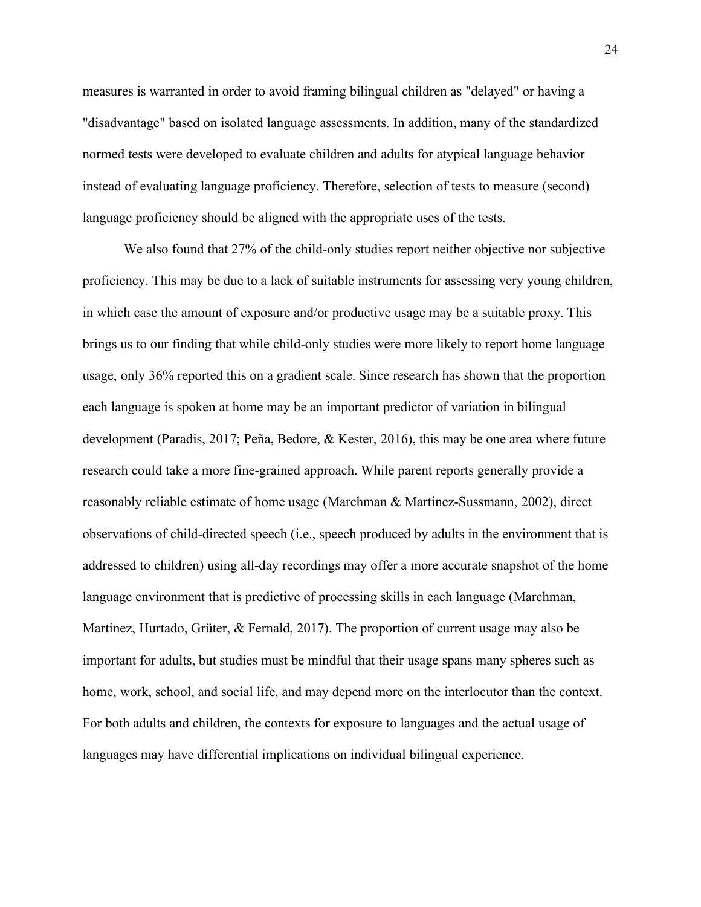measures is warranted in order to avoid framing bilingual children as "delayed" or having a "disadvantage" based on isolated language assessments. In addition, many of the standardized normed tests were developed to evaluate children and adults for atypical language behavior instead of evaluating language proficiency. Therefore, selection of tests to measure (second) language proficiency should be aligned with the appropriate uses of the tests.

We also found that 27% of the child-only studies report neither objective nor subjective proficiency. This may be due to a lack of suitable instruments for assessing very young children, in which case the amount of exposure and/or productive usage may be a suitable proxy. This brings us to our finding that while child-only studies were more likely to report home language usage, only 36% reported this on a gradient scale. Since research has shown that the proportion each language is spoken at home may be an important predictor of variation in bilingual development (Paradis, 2017; Peña, Bedore, & Kester, 2016), this may be one area where future research could take a more fine-grained approach. While parent reports generally provide a reasonably reliable estimate of home usage (Marchman & Martinez-Sussmann, 2002), direct observations of child-directed speech (i.e., speech produced by adults in the environment that is addressed to children) using all-day recordings may offer a more accurate snapshot of the home language environment that is predictive of processing skills in each language (Marchman, Martínez, Hurtado, Grüter, & Fernald, 2017). The proportion of current usage may also be important for adults, but studies must be mindful that their usage spans many spheres such as home, work, school, and social life, and may depend more on the interlocutor than the context. For both adults and children, the contexts for exposure to languages and the actual usage of languages may have differential implications on individual bilingual experience.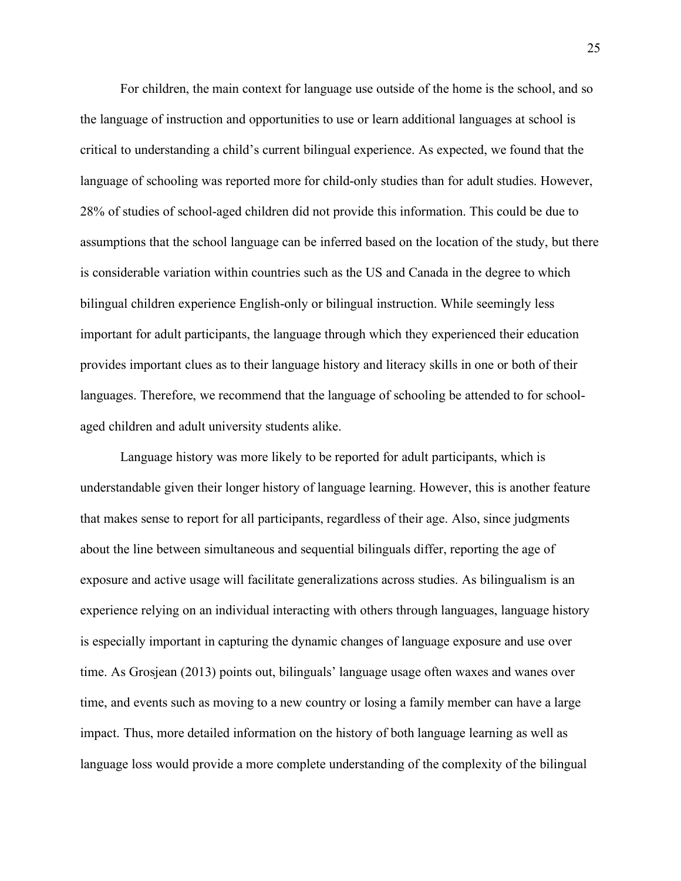For children, the main context for language use outside of the home is the school, and so the language of instruction and opportunities to use or learn additional languages at school is critical to understanding a child's current bilingual experience. As expected, we found that the language of schooling was reported more for child-only studies than for adult studies. However, 28% of studies of school-aged children did not provide this information. This could be due to assumptions that the school language can be inferred based on the location of the study, but there is considerable variation within countries such as the US and Canada in the degree to which bilingual children experience English-only or bilingual instruction. While seemingly less important for adult participants, the language through which they experienced their education provides important clues as to their language history and literacy skills in one or both of their languages. Therefore, we recommend that the language of schooling be attended to for school-aged children and adult university students alike.

Language history was more likely to be reported for adult participants, which is understandable given their longer history of language learning. However, this is another feature that makes sense to report for all participants, regardless of their age. Also, since judgments about the line between simultaneous and sequential bilinguals differ, reporting the age of exposure and active usage will facilitate generalizations across studies. As bilingualism is an experience relying on an individual interacting with others through languages, language history is especially important in capturing the dynamic changes of language exposure and use over time. As Grosjean (2013) points out, bilinguals' language usage often waxes and wanes over time, and events such as moving to a new country or losing a family member can have a large impact. Thus, more detailed information on the history of both language learning as well as language loss would provide a more complete understanding of the complexity of the bilingual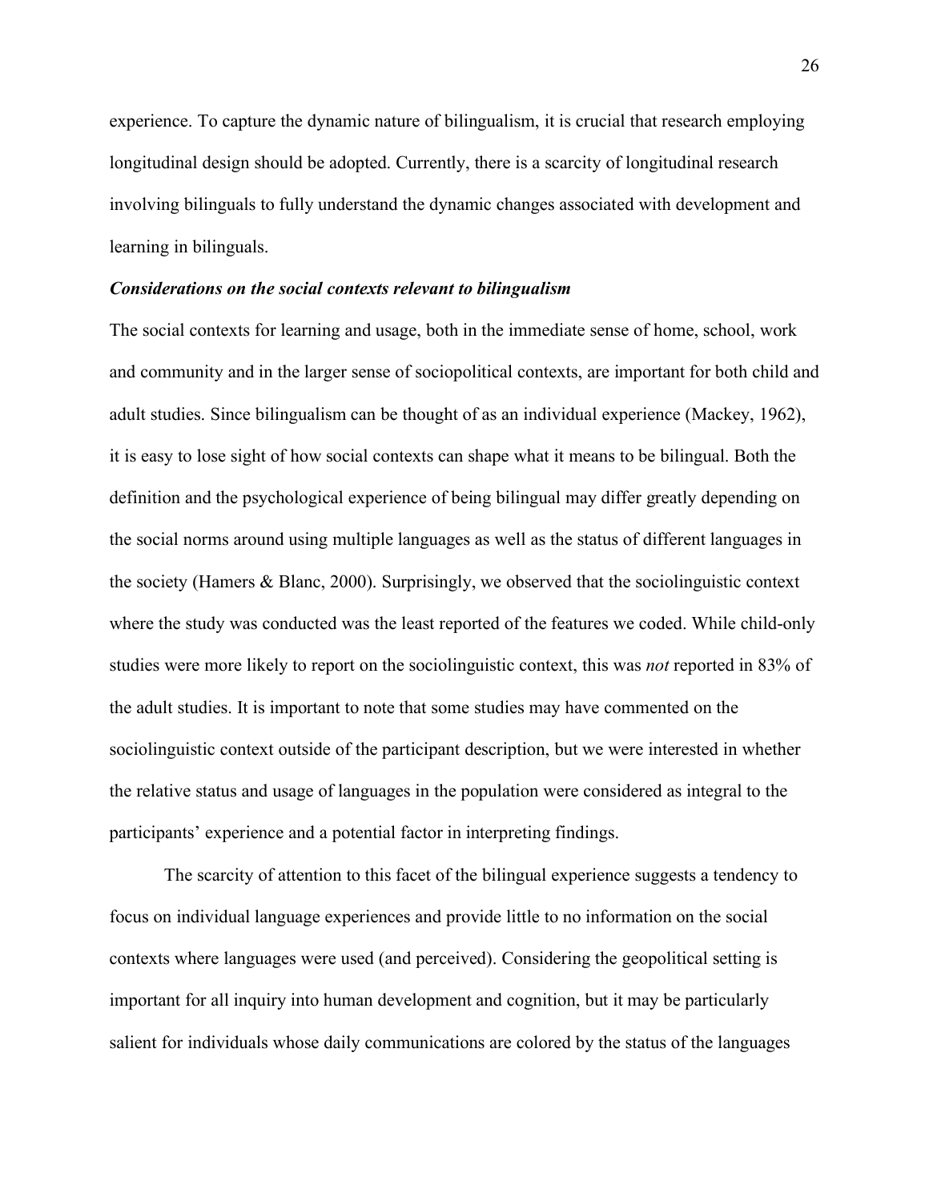experience. To capture the dynamic nature of bilingualism, it is crucial that research employing longitudinal design should be adopted. Currently, there is a scarcity of longitudinal research involving bilinguals to fully understand the dynamic changes associated with development and learning in bilinguals.

### ***Considerations on the social contexts relevant to bilingualism***

The social contexts for learning and usage, both in the immediate sense of home, school, work and community and in the larger sense of sociopolitical contexts, are important for both child and adult studies. Since bilingualism can be thought of as an individual experience (Mackey, 1962), it is easy to lose sight of how social contexts can shape what it means to be bilingual. Both the definition and the psychological experience of being bilingual may differ greatly depending on the social norms around using multiple languages as well as the status of different languages in the society (Hamers & Blanc, 2000). Surprisingly, we observed that the sociolinguistic context where the study was conducted was the least reported of the features we coded. While child-only studies were more likely to report on the sociolinguistic context, this was *not* reported in 83% of the adult studies. It is important to note that some studies may have commented on the sociolinguistic context outside of the participant description, but we were interested in whether the relative status and usage of languages in the population were considered as integral to the participants' experience and a potential factor in interpreting findings.

The scarcity of attention to this facet of the bilingual experience suggests a tendency to focus on individual language experiences and provide little to no information on the social contexts where languages were used (and perceived). Considering the geopolitical setting is important for all inquiry into human development and cognition, but it may be particularly salient for individuals whose daily communications are colored by the status of the languages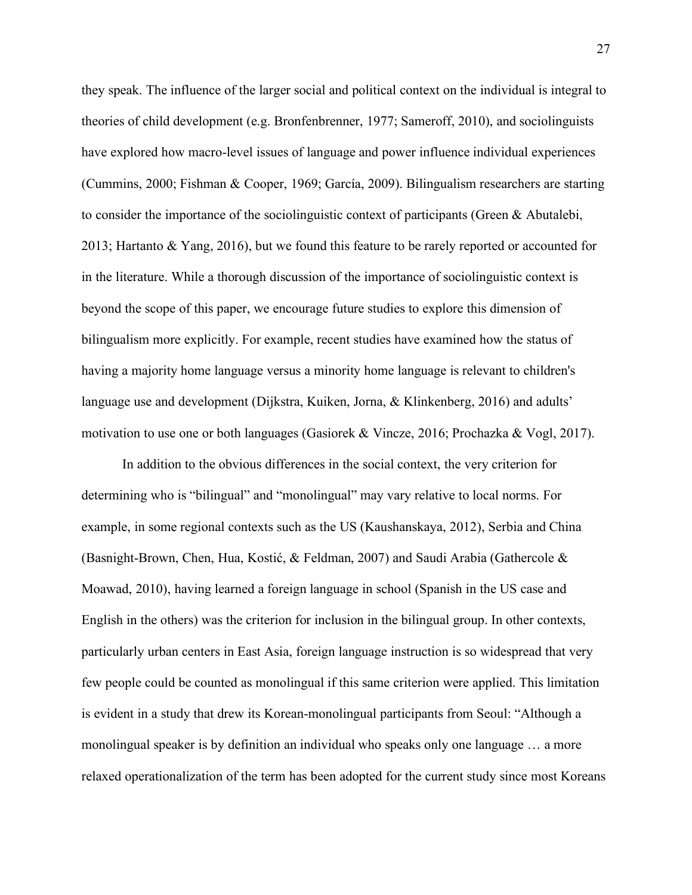they speak. The influence of the larger social and political context on the individual is integral to theories of child development (e.g. Bronfenbrenner, 1977; Sameroff, 2010), and sociolinguists have explored how macro-level issues of language and power influence individual experiences (Cummins, 2000; Fishman & Cooper, 1969; García, 2009). Bilingualism researchers are starting to consider the importance of the sociolinguistic context of participants (Green & Abutalebi, 2013; Hartanto & Yang, 2016), but we found this feature to be rarely reported or accounted for in the literature. While a thorough discussion of the importance of sociolinguistic context is beyond the scope of this paper, we encourage future studies to explore this dimension of bilingualism more explicitly. For example, recent studies have examined how the status of having a majority home language versus a minority home language is relevant to children's language use and development (Dijkstra, Kuiken, Jorna, & Klinkenberg, 2016) and adults' motivation to use one or both languages (Gasiorek & Vincze, 2016; Prochazka & Vogl, 2017).

In addition to the obvious differences in the social context, the very criterion for determining who is "bilingual" and "monolingual" may vary relative to local norms. For example, in some regional contexts such as the US (Kaushanskaya, 2012), Serbia and China (Basnight-Brown, Chen, Hua, Kostić, & Feldman, 2007) and Saudi Arabia (Gathercole & Moawad, 2010), having learned a foreign language in school (Spanish in the US case and English in the others) was the criterion for inclusion in the bilingual group. In other contexts, particularly urban centers in East Asia, foreign language instruction is so widespread that very few people could be counted as monolingual if this same criterion were applied. This limitation is evident in a study that drew its Korean-monolingual participants from Seoul: "Although a monolingual speaker is by definition an individual who speaks only one language … a more relaxed operationalization of the term has been adopted for the current study since most Koreans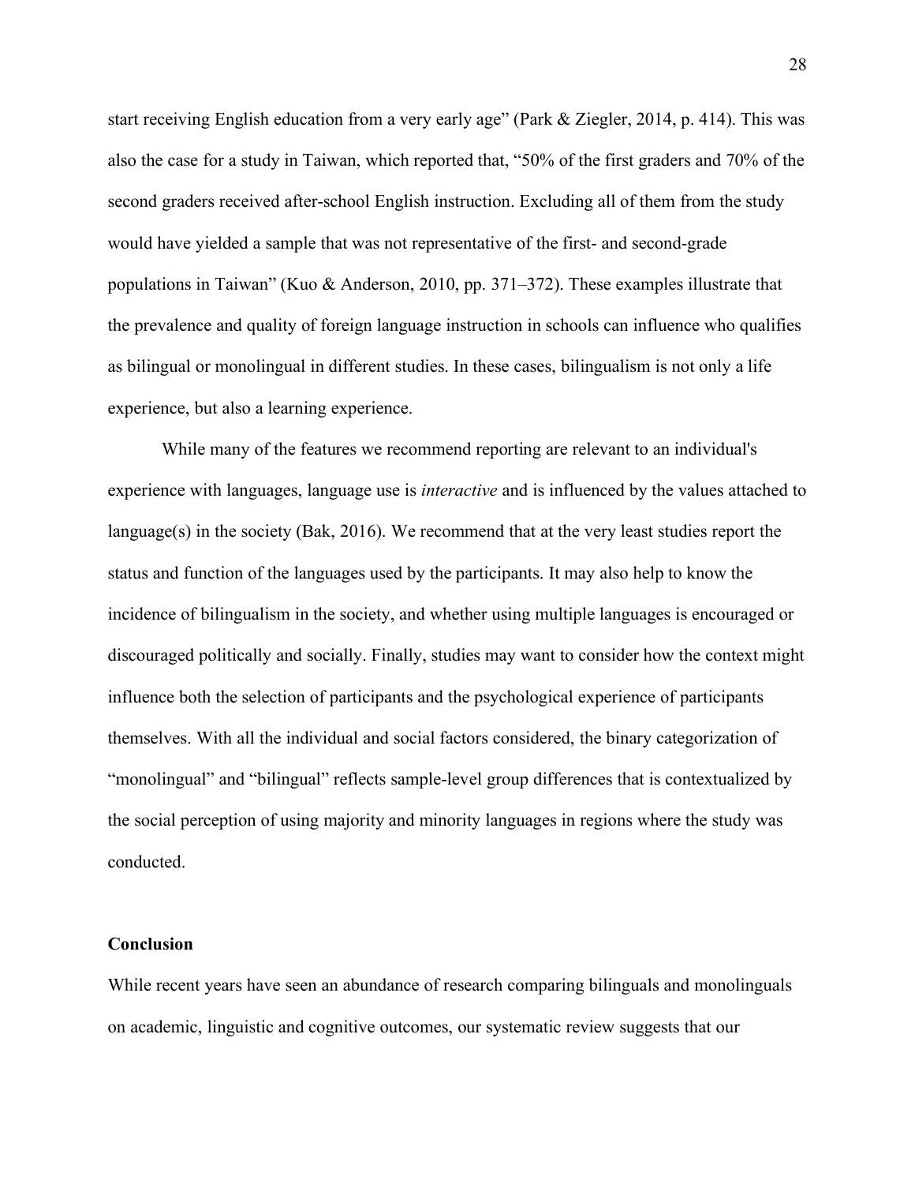start receiving English education from a very early age" (Park & Ziegler, 2014, p. 414). This was also the case for a study in Taiwan, which reported that, "50% of the first graders and 70% of the second graders received after-school English instruction. Excluding all of them from the study would have yielded a sample that was not representative of the first- and second-grade populations in Taiwan" (Kuo & Anderson, 2010, pp. 371–372). These examples illustrate that the prevalence and quality of foreign language instruction in schools can influence who qualifies as bilingual or monolingual in different studies. In these cases, bilingualism is not only a life experience, but also a learning experience.

While many of the features we recommend reporting are relevant to an individual's experience with languages, language use is *interactive* and is influenced by the values attached to language(s) in the society (Bak, 2016). We recommend that at the very least studies report the status and function of the languages used by the participants. It may also help to know the incidence of bilingualism in the society, and whether using multiple languages is encouraged or discouraged politically and socially. Finally, studies may want to consider how the context might influence both the selection of participants and the psychological experience of participants themselves. With all the individual and social factors considered, the binary categorization of "monolingual" and "bilingual" reflects sample-level group differences that is contextualized by the social perception of using majority and minority languages in regions where the study was conducted.

## Conclusion

While recent years have seen an abundance of research comparing bilinguals and monolinguals on academic, linguistic and cognitive outcomes, our systematic review suggests that our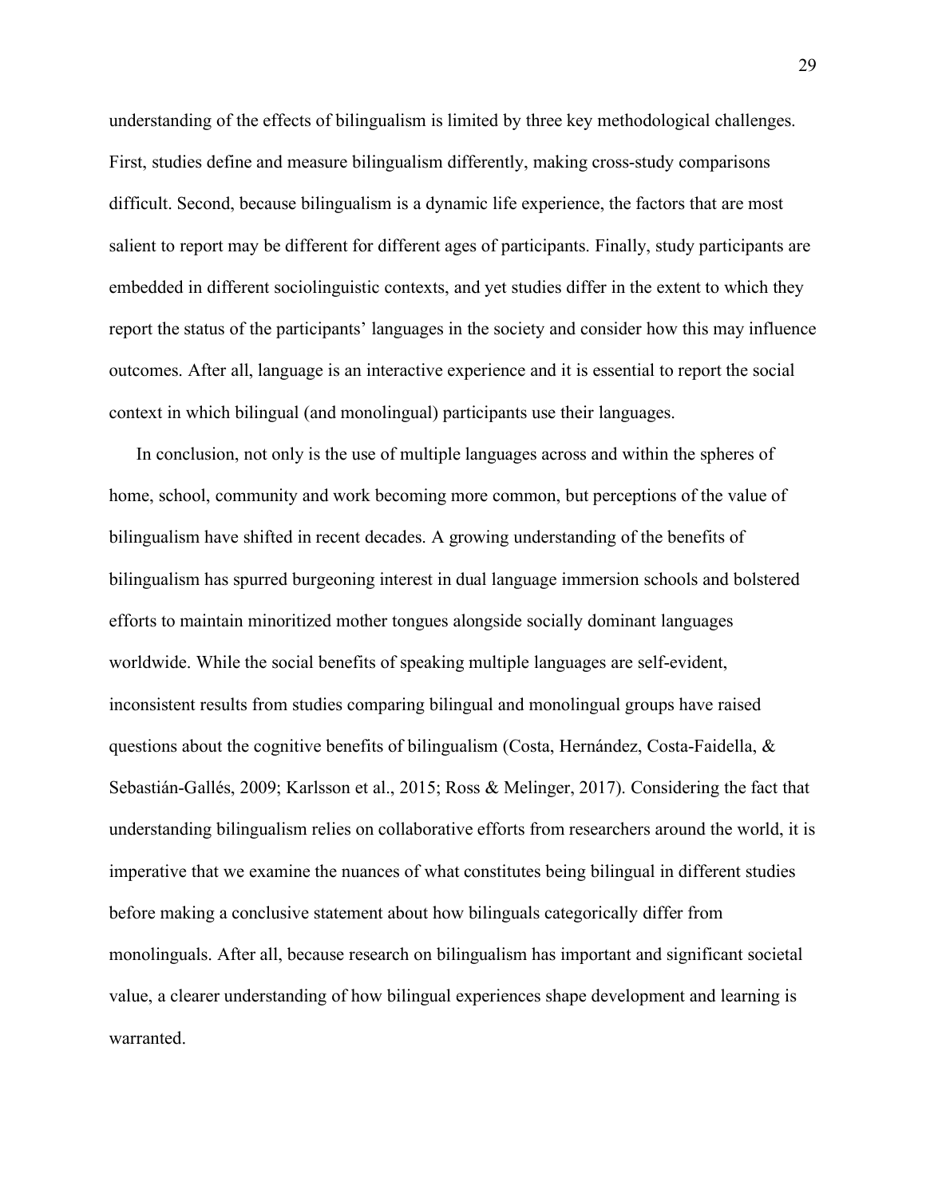understanding of the effects of bilingualism is limited by three key methodological challenges. First, studies define and measure bilingualism differently, making cross-study comparisons difficult. Second, because bilingualism is a dynamic life experience, the factors that are most salient to report may be different for different ages of participants. Finally, study participants are embedded in different sociolinguistic contexts, and yet studies differ in the extent to which they report the status of the participants' languages in the society and consider how this may influence outcomes. After all, language is an interactive experience and it is essential to report the social context in which bilingual (and monolingual) participants use their languages.

In conclusion, not only is the use of multiple languages across and within the spheres of home, school, community and work becoming more common, but perceptions of the value of bilingualism have shifted in recent decades. A growing understanding of the benefits of bilingualism has spurred burgeoning interest in dual language immersion schools and bolstered efforts to maintain minoritized mother tongues alongside socially dominant languages worldwide. While the social benefits of speaking multiple languages are self-evident, inconsistent results from studies comparing bilingual and monolingual groups have raised questions about the cognitive benefits of bilingualism (Costa, Hernández, Costa-Faidella, & Sebastián-Gallés, 2009; Karlsson et al., 2015; Ross & Melinger, 2017). Considering the fact that understanding bilingualism relies on collaborative efforts from researchers around the world, it is imperative that we examine the nuances of what constitutes being bilingual in different studies before making a conclusive statement about how bilinguals categorically differ from monolinguals. After all, because research on bilingualism has important and significant societal value, a clearer understanding of how bilingual experiences shape development and learning is warranted.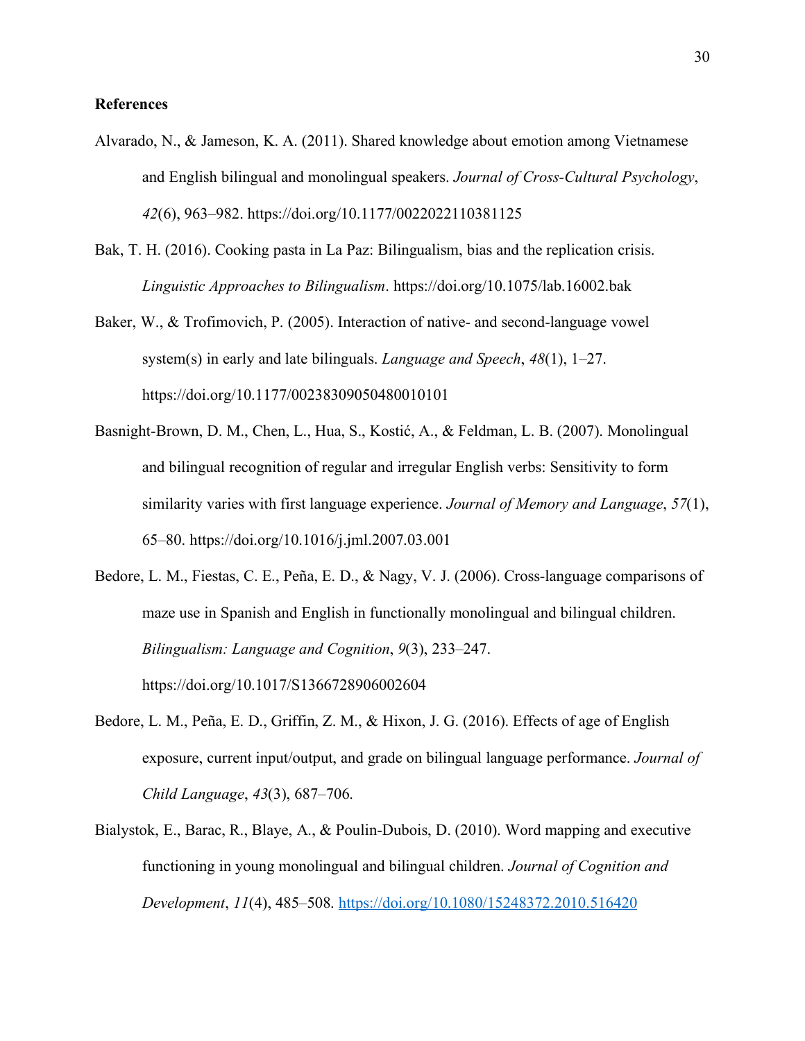**References**

Alvarado, N., & Jameson, K. A. (2011). Shared knowledge about emotion among Vietnamese and English bilingual and monolingual speakers. *Journal of Cross-Cultural Psychology*, *42*(6), 963–982. https://doi.org/10.1177/0022022110381125

Bak, T. H. (2016). Cooking pasta in La Paz: Bilingualism, bias and the replication crisis. *Linguistic Approaches to Bilingualism*. https://doi.org/10.1075/lab.16002.bak

Baker, W., & Trofimovich, P. (2005). Interaction of native- and second-language vowel system(s) in early and late bilinguals. *Language and Speech*, *48*(1), 1–27. https://doi.org/10.1177/00238309050480010101

Basnight-Brown, D. M., Chen, L., Hua, S., Kostić, A., & Feldman, L. B. (2007). Monolingual and bilingual recognition of regular and irregular English verbs: Sensitivity to form similarity varies with first language experience. *Journal of Memory and Language*, *57*(1), 65–80. https://doi.org/10.1016/j.jml.2007.03.001

Bedore, L. M., Fiestas, C. E., Peña, E. D., & Nagy, V. J. (2006). Cross-language comparisons of maze use in Spanish and English in functionally monolingual and bilingual children. *Bilingualism: Language and Cognition*, *9*(3), 233–247. https://doi.org/10.1017/S1366728906002604

Bedore, L. M., Peña, E. D., Griffin, Z. M., & Hixon, J. G. (2016). Effects of age of English exposure, current input/output, and grade on bilingual language performance. *Journal of Child Language*, *43*(3), 687–706.

Bialystok, E., Barac, R., Blaye, A., & Poulin-Dubois, D. (2010). Word mapping and executive functioning in young monolingual and bilingual children. *Journal of Cognition and Development*, *11*(4), 485–508. https://doi.org/10.1080/15248372.2010.516420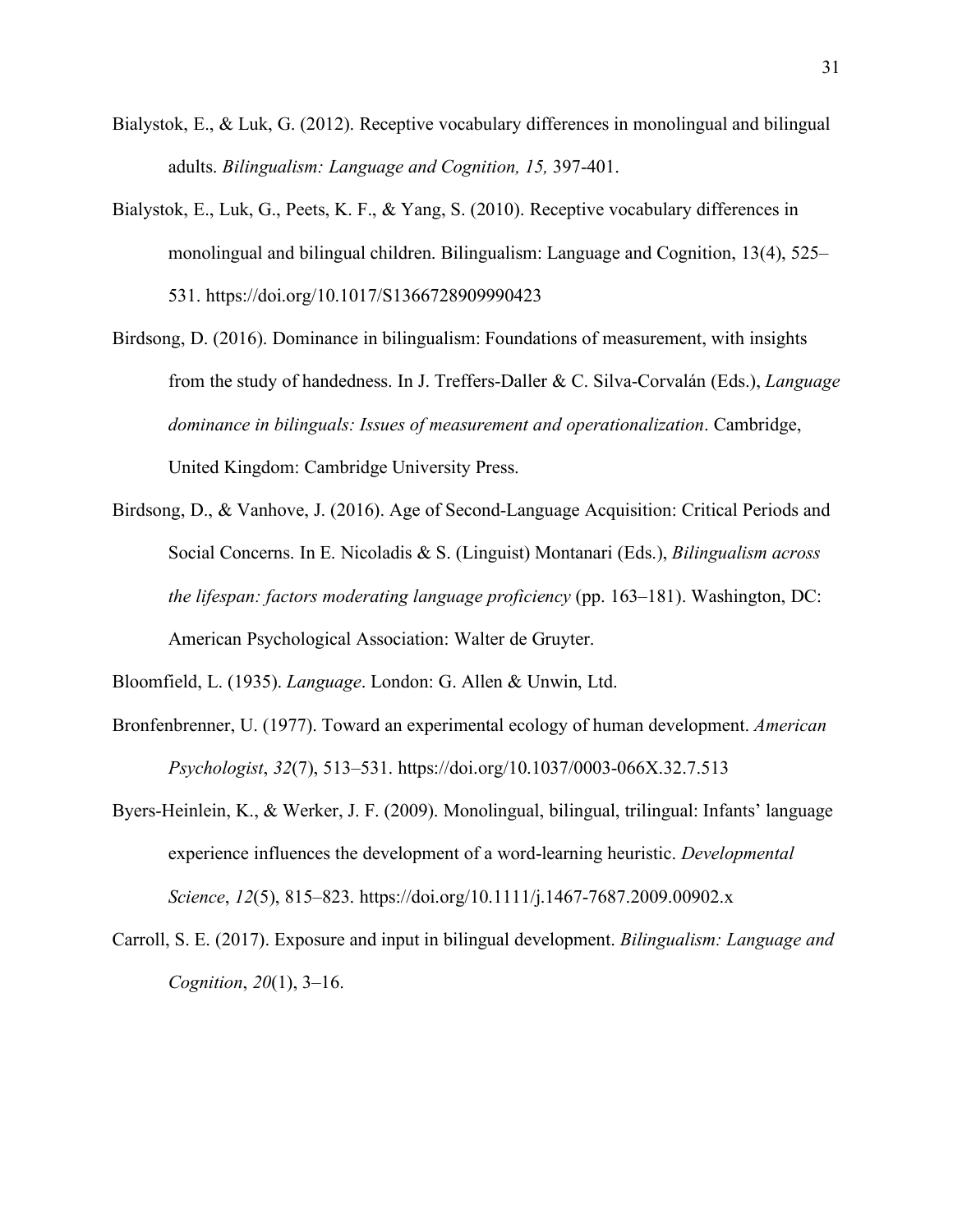Bialystok, E., & Luk, G. (2012). Receptive vocabulary differences in monolingual and bilingual adults. *Bilingualism: Language and Cognition, 15,* 397-401.

Bialystok, E., Luk, G., Peets, K. F., & Yang, S. (2010). Receptive vocabulary differences in monolingual and bilingual children. Bilingualism: Language and Cognition, 13(4), 525–531. https://doi.org/10.1017/S1366728909990423

Birdsong, D. (2016). Dominance in bilingualism: Foundations of measurement, with insights from the study of handedness. In J. Treffers-Daller & C. Silva-Corvalán (Eds.), *Language dominance in bilinguals: Issues of measurement and operationalization*. Cambridge, United Kingdom: Cambridge University Press.

Birdsong, D., & Vanhove, J. (2016). Age of Second-Language Acquisition: Critical Periods and Social Concerns. In E. Nicoladis & S. (Linguist) Montanari (Eds.), *Bilingualism across the lifespan: factors moderating language proficiency* (pp. 163–181). Washington, DC: American Psychological Association: Walter de Gruyter.

Bloomfield, L. (1935). *Language*. London: G. Allen & Unwin, Ltd.

Bronfenbrenner, U. (1977). Toward an experimental ecology of human development. *American Psychologist*, *32*(7), 513–531. https://doi.org/10.1037/0003-066X.32.7.513

Byers-Heinlein, K., & Werker, J. F. (2009). Monolingual, bilingual, trilingual: Infants' language experience influences the development of a word-learning heuristic. *Developmental Science*, *12*(5), 815–823. https://doi.org/10.1111/j.1467-7687.2009.00902.x

Carroll, S. E. (2017). Exposure and input in bilingual development. *Bilingualism: Language and Cognition*, *20*(1), 3–16.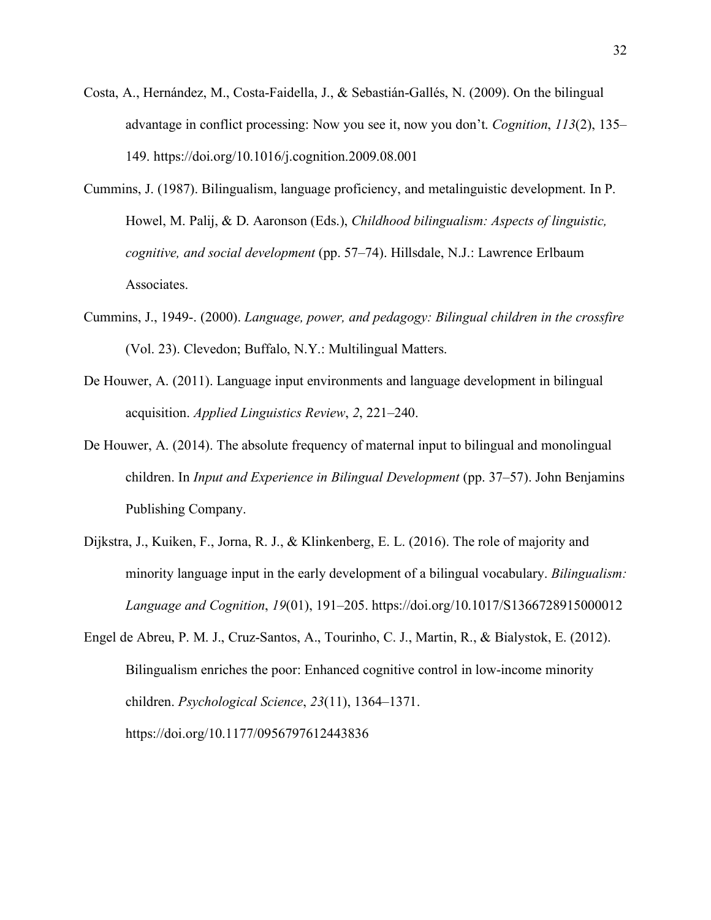Costa, A., Hernández, M., Costa-Faidella, J., & Sebastián-Gallés, N. (2009). On the bilingual advantage in conflict processing: Now you see it, now you don't. *Cognition*, *113*(2), 135–149. https://doi.org/10.1016/j.cognition.2009.08.001

Cummins, J. (1987). Bilingualism, language proficiency, and metalinguistic development. In P. Howel, M. Palij, & D. Aaronson (Eds.), *Childhood bilingualism: Aspects of linguistic, cognitive, and social development* (pp. 57–74). Hillsdale, N.J.: Lawrence Erlbaum Associates.

Cummins, J., 1949-. (2000). *Language, power, and pedagogy: Bilingual children in the crossfire* (Vol. 23). Clevedon; Buffalo, N.Y.: Multilingual Matters.

De Houwer, A. (2011). Language input environments and language development in bilingual acquisition. *Applied Linguistics Review*, *2*, 221–240.

De Houwer, A. (2014). The absolute frequency of maternal input to bilingual and monolingual children. In *Input and Experience in Bilingual Development* (pp. 37–57). John Benjamins Publishing Company.

Dijkstra, J., Kuiken, F., Jorna, R. J., & Klinkenberg, E. L. (2016). The role of majority and minority language input in the early development of a bilingual vocabulary. *Bilingualism: Language and Cognition*, *19*(01), 191–205. https://doi.org/10.1017/S1366728915000012

Engel de Abreu, P. M. J., Cruz-Santos, A., Tourinho, C. J., Martin, R., & Bialystok, E. (2012). Bilingualism enriches the poor: Enhanced cognitive control in low-income minority children. *Psychological Science*, *23*(11), 1364–1371. https://doi.org/10.1177/0956797612443836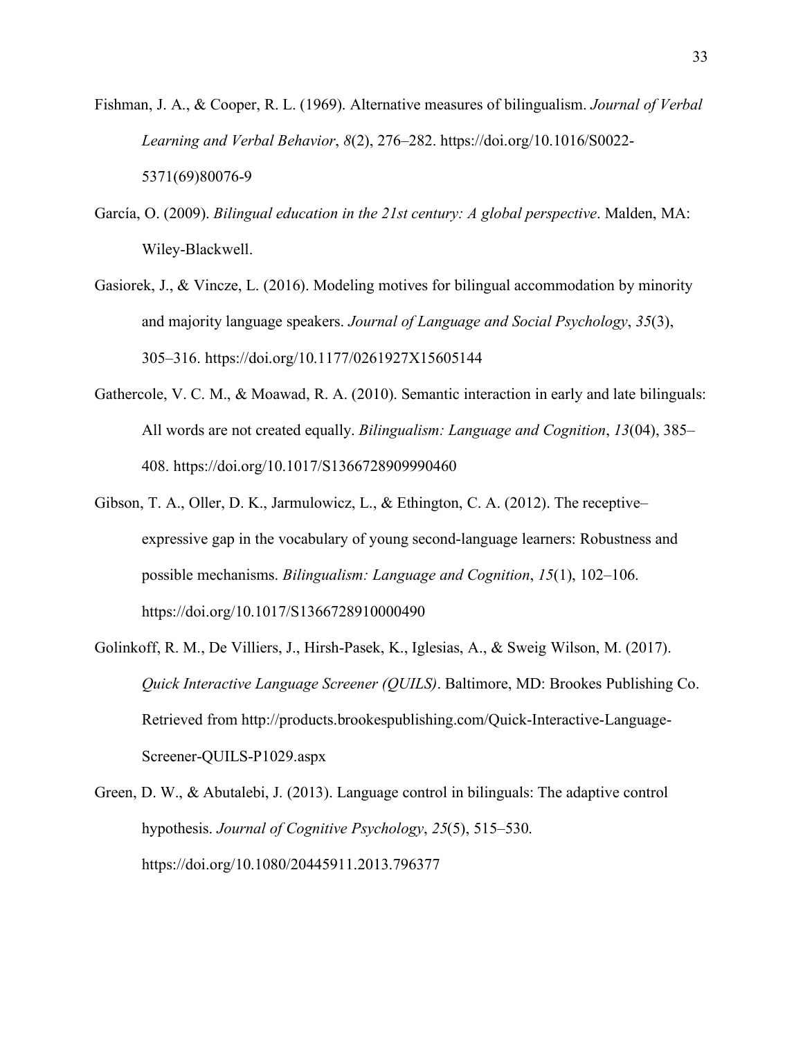Fishman, J. A., & Cooper, R. L. (1969). Alternative measures of bilingualism. *Journal of Verbal Learning and Verbal Behavior*, *8*(2), 276–282. https://doi.org/10.1016/S0022-5371(69)80076-9

García, O. (2009). *Bilingual education in the 21st century: A global perspective*. Malden, MA: Wiley-Blackwell.

Gasiorek, J., & Vincze, L. (2016). Modeling motives for bilingual accommodation by minority and majority language speakers. *Journal of Language and Social Psychology*, *35*(3), 305–316. https://doi.org/10.1177/0261927X15605144

Gathercole, V. C. M., & Moawad, R. A. (2010). Semantic interaction in early and late bilinguals: All words are not created equally. *Bilingualism: Language and Cognition*, *13*(04), 385–408. https://doi.org/10.1017/S1366728909990460

Gibson, T. A., Oller, D. K., Jarmulowicz, L., & Ethington, C. A. (2012). The receptive–expressive gap in the vocabulary of young second-language learners: Robustness and possible mechanisms. *Bilingualism: Language and Cognition*, *15*(1), 102–106. https://doi.org/10.1017/S1366728910000490

Golinkoff, R. M., De Villiers, J., Hirsh-Pasek, K., Iglesias, A., & Sweig Wilson, M. (2017). *Quick Interactive Language Screener (QUILS)*. Baltimore, MD: Brookes Publishing Co. Retrieved from http://products.brookespublishing.com/Quick-Interactive-Language-Screener-QUILS-P1029.aspx

Green, D. W., & Abutalebi, J. (2013). Language control in bilinguals: The adaptive control hypothesis. *Journal of Cognitive Psychology*, *25*(5), 515–530. https://doi.org/10.1080/20445911.2013.796377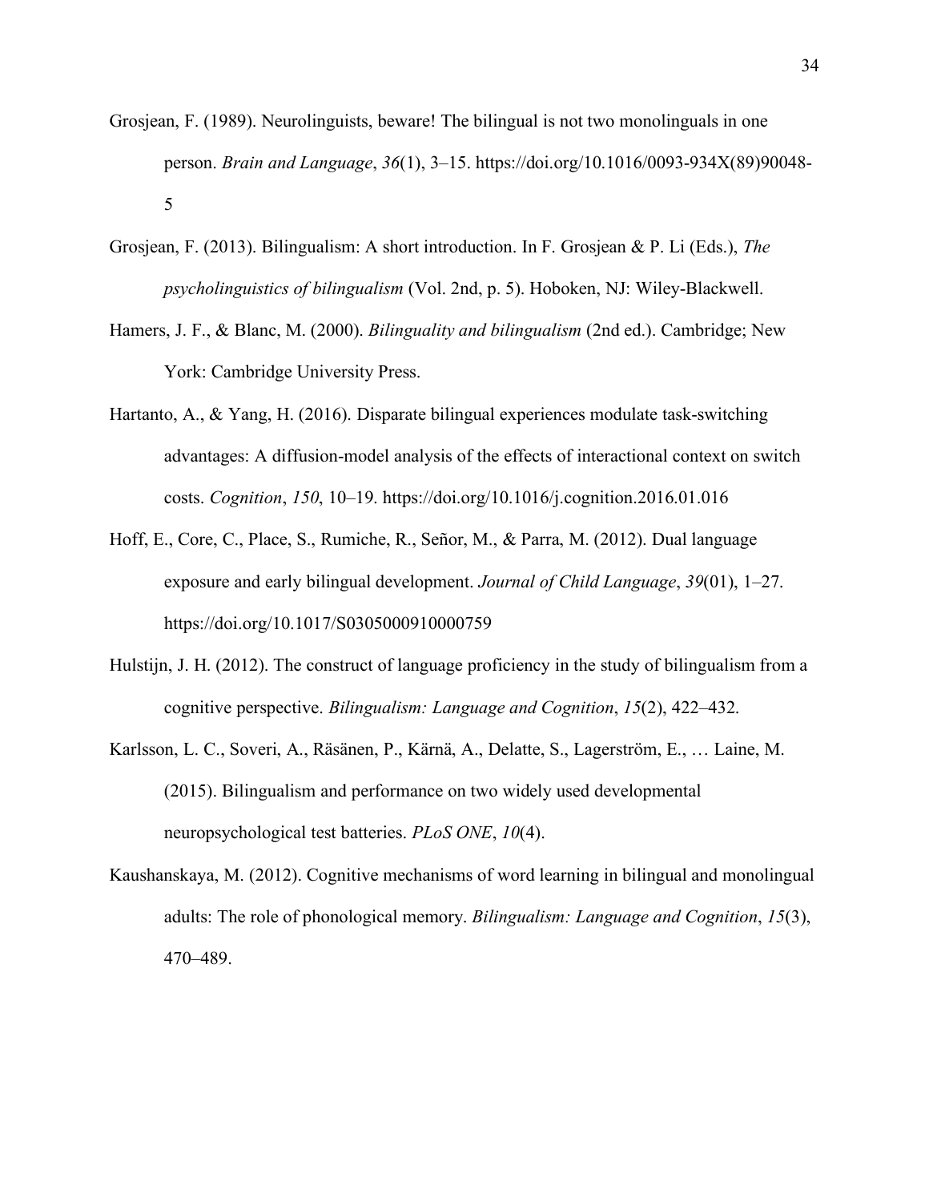Grosjean, F. (1989). Neurolinguists, beware! The bilingual is not two monolinguals in one person. *Brain and Language*, *36*(1), 3–15. https://doi.org/10.1016/0093-934X(89)90048-5

Grosjean, F. (2013). Bilingualism: A short introduction. In F. Grosjean & P. Li (Eds.), *The psycholinguistics of bilingualism* (Vol. 2nd, p. 5). Hoboken, NJ: Wiley-Blackwell.

Hamers, J. F., & Blanc, M. (2000). *Bilinguality and bilingualism* (2nd ed.). Cambridge; New York: Cambridge University Press.

Hartanto, A., & Yang, H. (2016). Disparate bilingual experiences modulate task-switching advantages: A diffusion-model analysis of the effects of interactional context on switch costs. *Cognition*, *150*, 10–19. https://doi.org/10.1016/j.cognition.2016.01.016

Hoff, E., Core, C., Place, S., Rumiche, R., Señor, M., & Parra, M. (2012). Dual language exposure and early bilingual development. *Journal of Child Language*, *39*(01), 1–27. https://doi.org/10.1017/S0305000910000759

Hulstijn, J. H. (2012). The construct of language proficiency in the study of bilingualism from a cognitive perspective. *Bilingualism: Language and Cognition*, *15*(2), 422–432.

Karlsson, L. C., Soveri, A., Räsänen, P., Kärnä, A., Delatte, S., Lagerström, E., … Laine, M. (2015). Bilingualism and performance on two widely used developmental neuropsychological test batteries. *PLoS ONE*, *10*(4).

Kaushanskaya, M. (2012). Cognitive mechanisms of word learning in bilingual and monolingual adults: The role of phonological memory. *Bilingualism: Language and Cognition*, *15*(3), 470–489.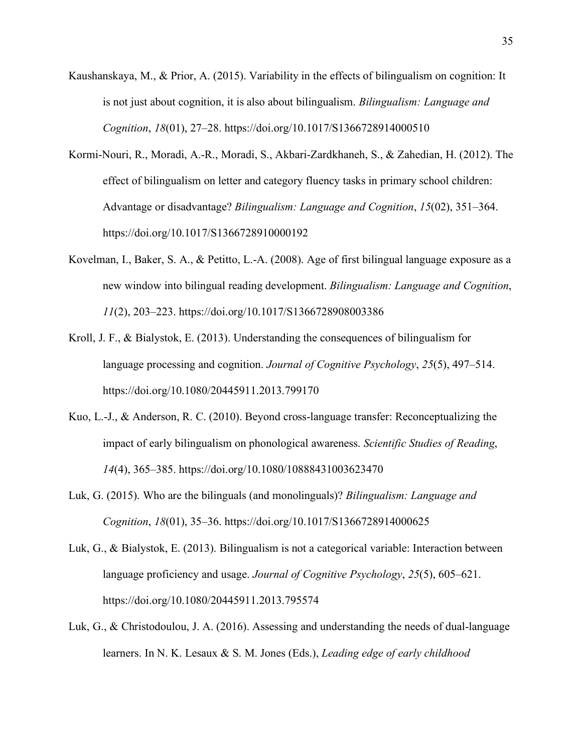Kaushanskaya, M., & Prior, A. (2015). Variability in the effects of bilingualism on cognition: It is not just about cognition, it is also about bilingualism. *Bilingualism: Language and Cognition*, *18*(01), 27–28. https://doi.org/10.1017/S1366728914000510

Kormi-Nouri, R., Moradi, A.-R., Moradi, S., Akbari-Zardkhaneh, S., & Zahedian, H. (2012). The effect of bilingualism on letter and category fluency tasks in primary school children: Advantage or disadvantage? *Bilingualism: Language and Cognition*, *15*(02), 351–364. https://doi.org/10.1017/S1366728910000192

Kovelman, I., Baker, S. A., & Petitto, L.-A. (2008). Age of first bilingual language exposure as a new window into bilingual reading development. *Bilingualism: Language and Cognition*, *11*(2), 203–223. https://doi.org/10.1017/S1366728908003386

Kroll, J. F., & Bialystok, E. (2013). Understanding the consequences of bilingualism for language processing and cognition. *Journal of Cognitive Psychology*, *25*(5), 497–514. https://doi.org/10.1080/20445911.2013.799170

Kuo, L.-J., & Anderson, R. C. (2010). Beyond cross-language transfer: Reconceptualizing the impact of early bilingualism on phonological awareness. *Scientific Studies of Reading*, *14*(4), 365–385. https://doi.org/10.1080/10888431003623470

Luk, G. (2015). Who are the bilinguals (and monolinguals)? *Bilingualism: Language and Cognition*, *18*(01), 35–36. https://doi.org/10.1017/S1366728914000625

Luk, G., & Bialystok, E. (2013). Bilingualism is not a categorical variable: Interaction between language proficiency and usage. *Journal of Cognitive Psychology*, *25*(5), 605–621. https://doi.org/10.1080/20445911.2013.795574

Luk, G., & Christodoulou, J. A. (2016). Assessing and understanding the needs of dual-language learners. In N. K. Lesaux & S. M. Jones (Eds.), *Leading edge of early childhood*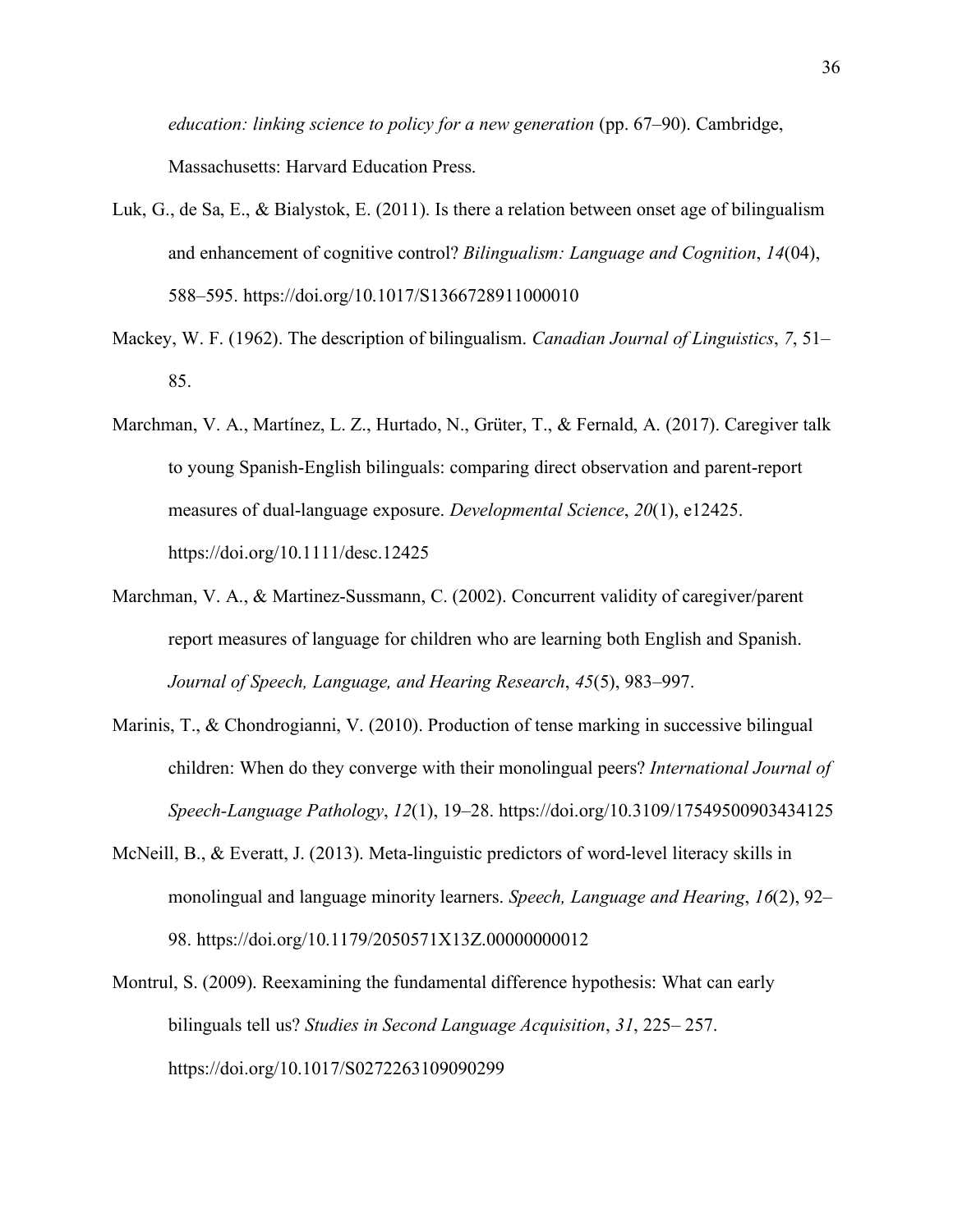*education: linking science to policy for a new generation* (pp. 67–90). Cambridge, Massachusetts: Harvard Education Press.

Luk, G., de Sa, E., & Bialystok, E. (2011). Is there a relation between onset age of bilingualism and enhancement of cognitive control? *Bilingualism: Language and Cognition*, *14*(04), 588–595. https://doi.org/10.1017/S1366728911000010

Mackey, W. F. (1962). The description of bilingualism. *Canadian Journal of Linguistics*, *7*, 51–85.

Marchman, V. A., Martínez, L. Z., Hurtado, N., Grüter, T., & Fernald, A. (2017). Caregiver talk to young Spanish-English bilinguals: comparing direct observation and parent-report measures of dual-language exposure. *Developmental Science*, *20*(1), e12425. https://doi.org/10.1111/desc.12425

Marchman, V. A., & Martinez-Sussmann, C. (2002). Concurrent validity of caregiver/parent report measures of language for children who are learning both English and Spanish. *Journal of Speech, Language, and Hearing Research*, *45*(5), 983–997.

Marinis, T., & Chondrogianni, V. (2010). Production of tense marking in successive bilingual children: When do they converge with their monolingual peers? *International Journal of Speech-Language Pathology*, *12*(1), 19–28. https://doi.org/10.3109/17549500903434125

McNeill, B., & Everatt, J. (2013). Meta-linguistic predictors of word-level literacy skills in monolingual and language minority learners. *Speech, Language and Hearing*, *16*(2), 92–98. https://doi.org/10.1179/2050571X13Z.00000000012

Montrul, S. (2009). Reexamining the fundamental difference hypothesis: What can early bilinguals tell us? *Studies in Second Language Acquisition*, *31*, 225– 257. https://doi.org/10.1017/S0272263109090299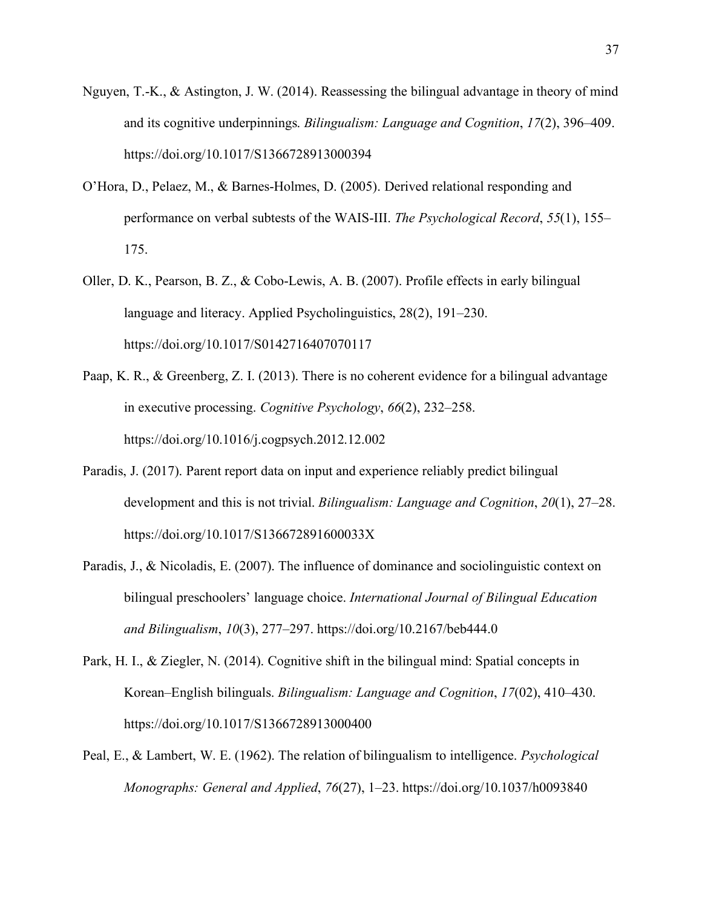Nguyen, T.-K., & Astington, J. W. (2014). Reassessing the bilingual advantage in theory of mind and its cognitive underpinnings. *Bilingualism: Language and Cognition*, *17*(2), 396–409. https://doi.org/10.1017/S1366728913000394

O'Hora, D., Pelaez, M., & Barnes-Holmes, D. (2005). Derived relational responding and performance on verbal subtests of the WAIS-III. *The Psychological Record*, *55*(1), 155–175.

Oller, D. K., Pearson, B. Z., & Cobo-Lewis, A. B. (2007). Profile effects in early bilingual language and literacy. Applied Psycholinguistics, 28(2), 191–230. https://doi.org/10.1017/S0142716407070117

Paap, K. R., & Greenberg, Z. I. (2013). There is no coherent evidence for a bilingual advantage in executive processing. *Cognitive Psychology*, *66*(2), 232–258. https://doi.org/10.1016/j.cogpsych.2012.12.002

Paradis, J. (2017). Parent report data on input and experience reliably predict bilingual development and this is not trivial. *Bilingualism: Language and Cognition*, *20*(1), 27–28. https://doi.org/10.1017/S136672891600033X

Paradis, J., & Nicoladis, E. (2007). The influence of dominance and sociolinguistic context on bilingual preschoolers' language choice. *International Journal of Bilingual Education and Bilingualism*, *10*(3), 277–297. https://doi.org/10.2167/beb444.0

Park, H. I., & Ziegler, N. (2014). Cognitive shift in the bilingual mind: Spatial concepts in Korean–English bilinguals. *Bilingualism: Language and Cognition*, *17*(02), 410–430. https://doi.org/10.1017/S1366728913000400

Peal, E., & Lambert, W. E. (1962). The relation of bilingualism to intelligence. *Psychological Monographs: General and Applied*, *76*(27), 1–23. https://doi.org/10.1037/h0093840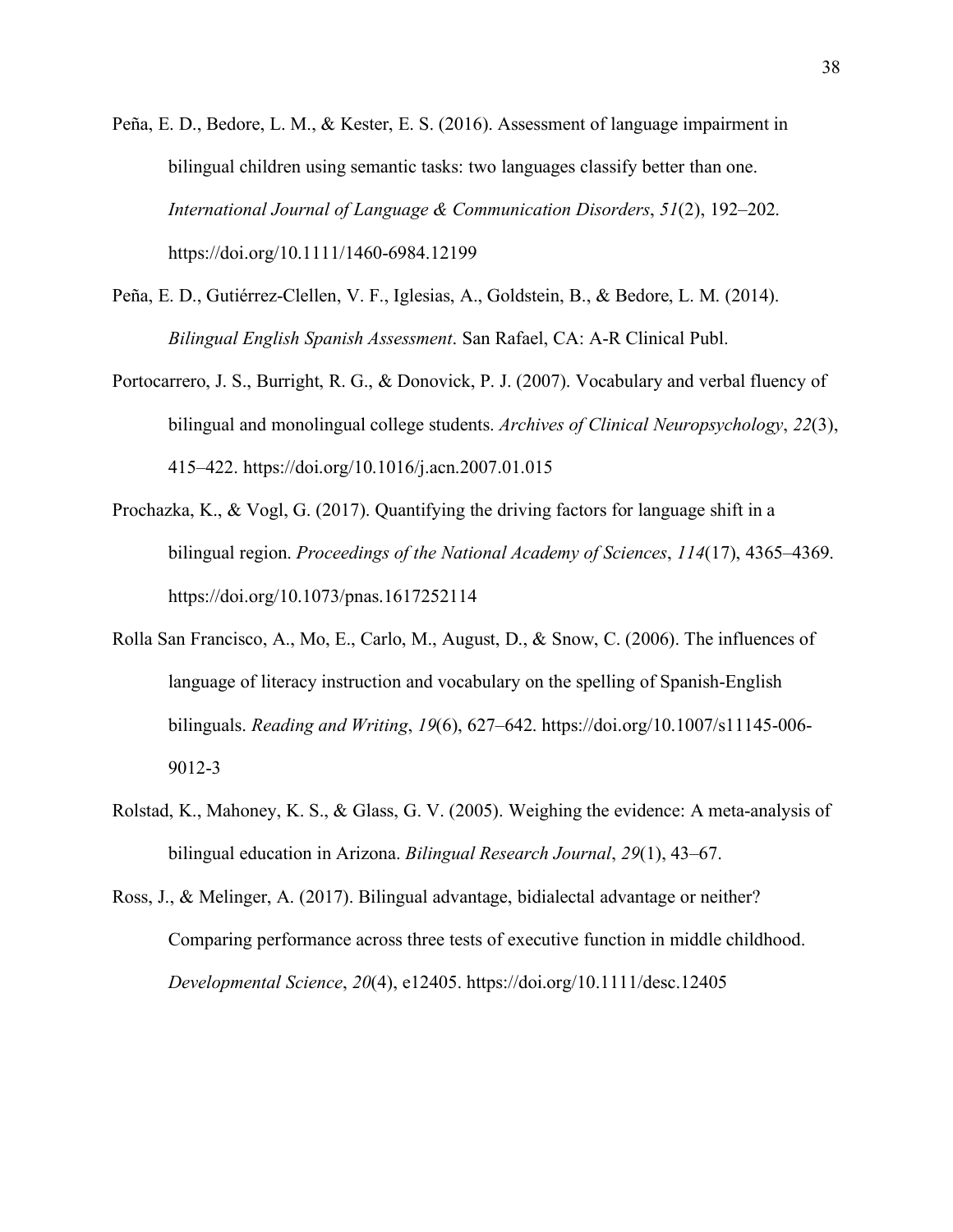Peña, E. D., Bedore, L. M., & Kester, E. S. (2016). Assessment of language impairment in bilingual children using semantic tasks: two languages classify better than one. *International Journal of Language & Communication Disorders*, *51*(2), 192–202. https://doi.org/10.1111/1460-6984.12199

Peña, E. D., Gutiérrez-Clellen, V. F., Iglesias, A., Goldstein, B., & Bedore, L. M. (2014). *Bilingual English Spanish Assessment*. San Rafael, CA: A-R Clinical Publ.

Portocarrero, J. S., Burright, R. G., & Donovick, P. J. (2007). Vocabulary and verbal fluency of bilingual and monolingual college students. *Archives of Clinical Neuropsychology*, *22*(3), 415–422. https://doi.org/10.1016/j.acn.2007.01.015

Prochazka, K., & Vogl, G. (2017). Quantifying the driving factors for language shift in a bilingual region. *Proceedings of the National Academy of Sciences*, *114*(17), 4365–4369. https://doi.org/10.1073/pnas.1617252114

Rolla San Francisco, A., Mo, E., Carlo, M., August, D., & Snow, C. (2006). The influences of language of literacy instruction and vocabulary on the spelling of Spanish-English bilinguals. *Reading and Writing*, *19*(6), 627–642. https://doi.org/10.1007/s11145-006-9012-3

Rolstad, K., Mahoney, K. S., & Glass, G. V. (2005). Weighing the evidence: A meta-analysis of bilingual education in Arizona. *Bilingual Research Journal*, *29*(1), 43–67.

Ross, J., & Melinger, A. (2017). Bilingual advantage, bidialectal advantage or neither? Comparing performance across three tests of executive function in middle childhood. *Developmental Science*, *20*(4), e12405. https://doi.org/10.1111/desc.12405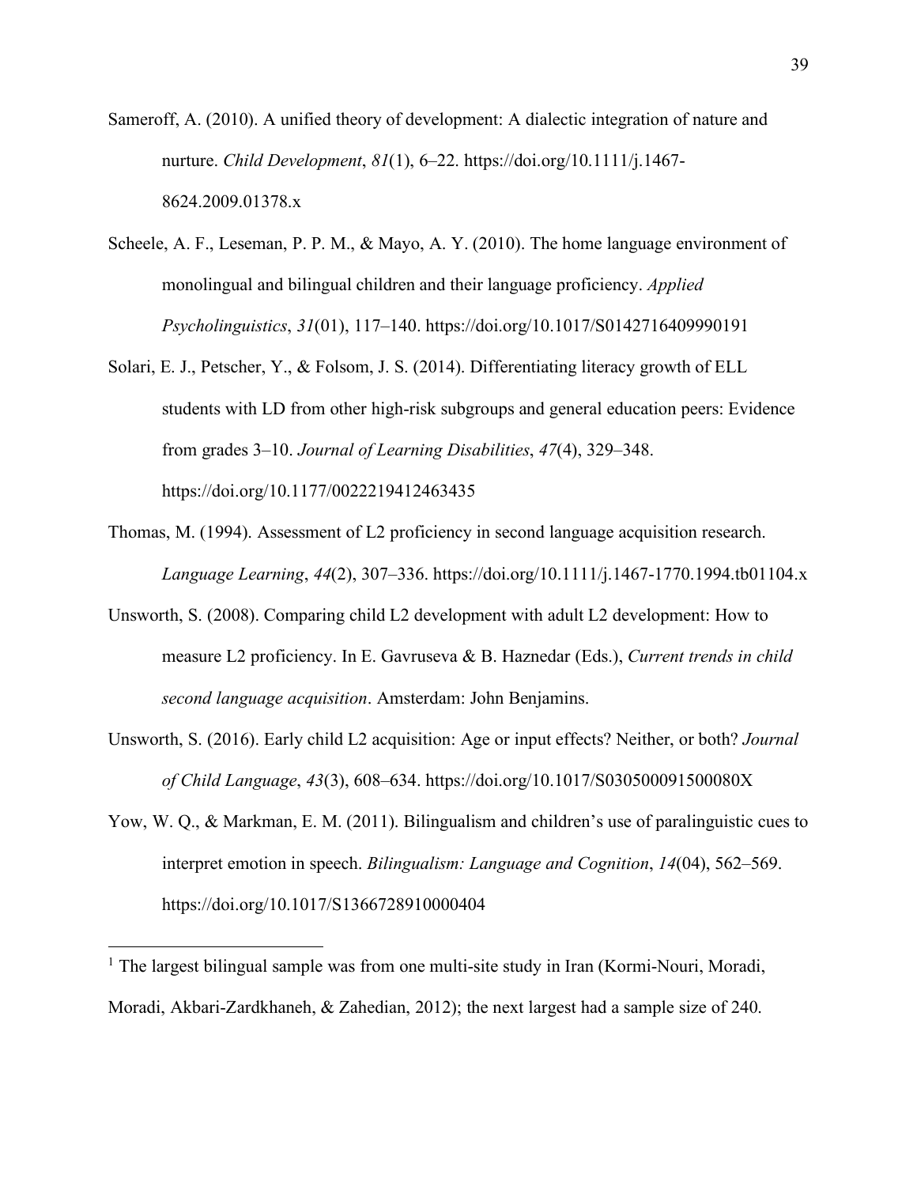Sameroff, A. (2010). A unified theory of development: A dialectic integration of nature and nurture. *Child Development*, *81*(1), 6–22. https://doi.org/10.1111/j.1467-8624.2009.01378.x

Scheele, A. F., Leseman, P. P. M., & Mayo, A. Y. (2010). The home language environment of monolingual and bilingual children and their language proficiency. *Applied Psycholinguistics*, *31*(01), 117–140. https://doi.org/10.1017/S0142716409990191

Solari, E. J., Petscher, Y., & Folsom, J. S. (2014). Differentiating literacy growth of ELL students with LD from other high-risk subgroups and general education peers: Evidence from grades 3–10. *Journal of Learning Disabilities*, *47*(4), 329–348. https://doi.org/10.1177/0022219412463435

Thomas, M. (1994). Assessment of L2 proficiency in second language acquisition research. *Language Learning*, *44*(2), 307–336. https://doi.org/10.1111/j.1467-1770.1994.tb01104.x

Unsworth, S. (2008). Comparing child L2 development with adult L2 development: How to measure L2 proficiency. In E. Gavruseva & B. Haznedar (Eds.), *Current trends in child second language acquisition*. Amsterdam: John Benjamins.

Unsworth, S. (2016). Early child L2 acquisition: Age or input effects? Neither, or both? *Journal of Child Language*, *43*(3), 608–634. https://doi.org/10.1017/S030500091500080X

Yow, W. Q., & Markman, E. M. (2011). Bilingualism and children's use of paralinguistic cues to interpret emotion in speech. *Bilingualism: Language and Cognition*, *14*(04), 562–569. https://doi.org/10.1017/S1366728910000404

---

[1] The largest bilingual sample was from one multi-site study in Iran (Kormi-Nouri, Moradi, Moradi, Akbari-Zardkhaneh, & Zahedian, 2012); the next largest had a sample size of 240.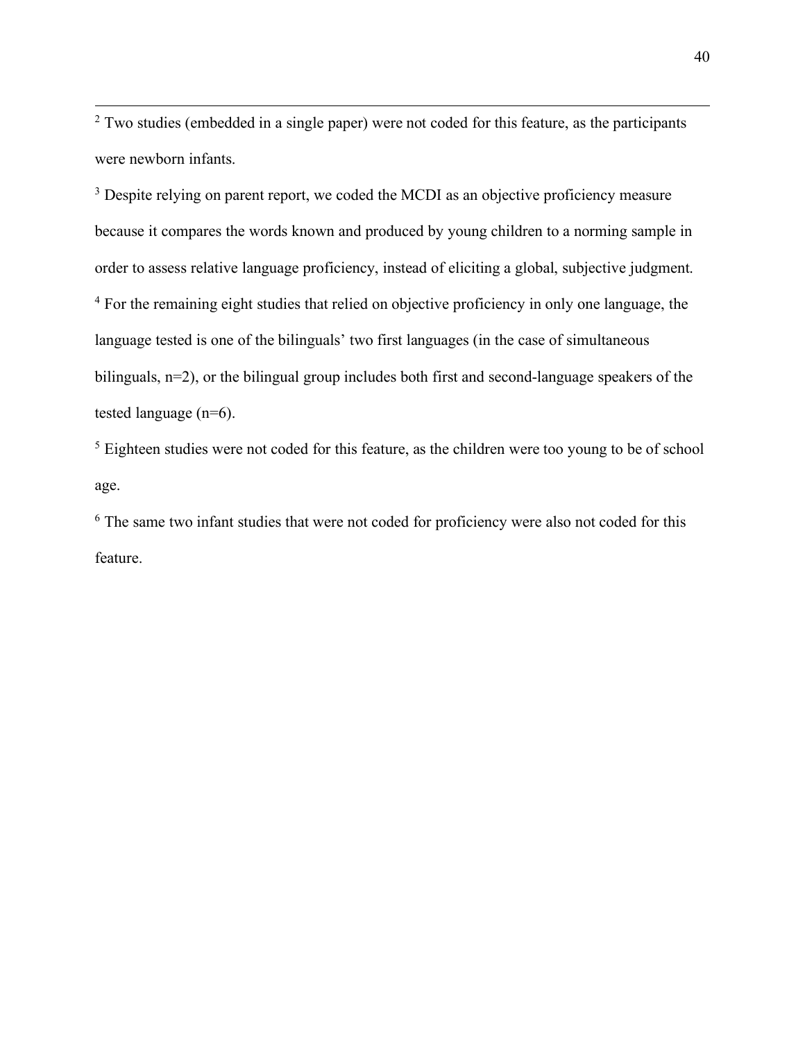[2] Two studies (embedded in a single paper) were not coded for this feature, as the participants were newborn infants.

[3] Despite relying on parent report, we coded the MCDI as an objective proficiency measure because it compares the words known and produced by young children to a norming sample in order to assess relative language proficiency, instead of eliciting a global, subjective judgment.

[4] For the remaining eight studies that relied on objective proficiency in only one language, the language tested is one of the bilinguals' two first languages (in the case of simultaneous bilinguals, n=2), or the bilingual group includes both first and second-language speakers of the tested language (n=6).

[5] Eighteen studies were not coded for this feature, as the children were too young to be of school age.

[6] The same two infant studies that were not coded for proficiency were also not coded for this feature.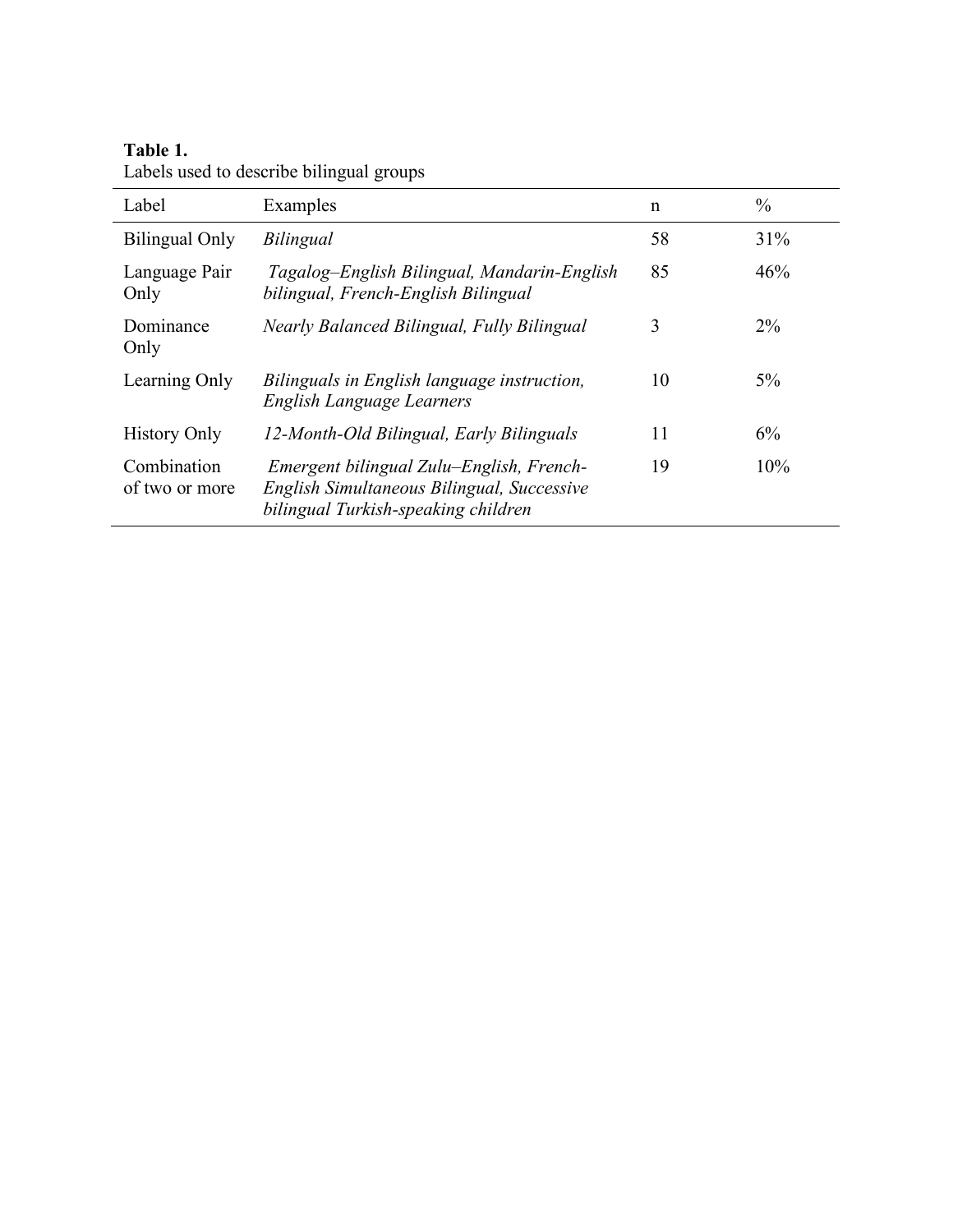**Table 1.**
Labels used to describe bilingual groups

| Label | Examples | n | % |
|---|---|---|---|
| Bilingual Only | *Bilingual* | 58 | 31% |
| Language Pair Only | *Tagalog–English Bilingual, Mandarin-English bilingual, French-English Bilingual* | 85 | 46% |
| Dominance Only | *Nearly Balanced Bilingual, Fully Bilingual* | 3 | 2% |
| Learning Only | *Bilinguals in English language instruction, English Language Learners* | 10 | 5% |
| History Only | *12-Month-Old Bilingual, Early Bilinguals* | 11 | 6% |
| Combination of two or more | *Emergent bilingual Zulu–English, French-English Simultaneous Bilingual, Successive bilingual Turkish-speaking children* | 19 | 10% |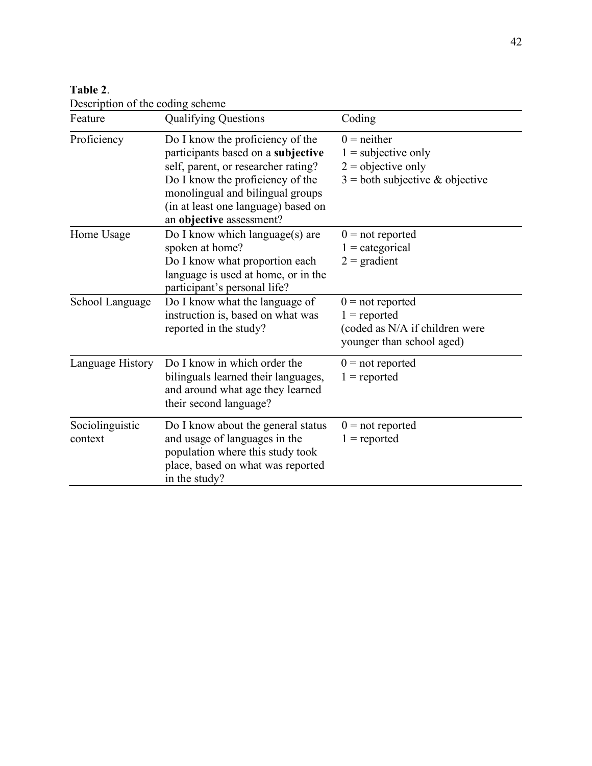**Table 2**.
Description of the coding scheme

| Feature | Qualifying Questions | Coding |
|---|---|---|
| Proficiency | Do I know the proficiency of the participants based on a **subjective** self, parent, or researcher rating? Do I know the proficiency of the monolingual and bilingual groups (in at least one language) based on an **objective** assessment? | 0 = neither<br>1 = subjective only<br>2 = objective only<br>3 = both subjective & objective |
| Home Usage | Do I know which language(s) are spoken at home? Do I know what proportion each language is used at home, or in the participant's personal life? | 0 = not reported<br>1 = categorical<br>2 = gradient |
| School Language | Do I know what the language of instruction is, based on what was reported in the study? | 0 = not reported<br>1 = reported<br>(coded as N/A if children were younger than school aged) |
| Language History | Do I know in which order the bilinguals learned their languages, and around what age they learned their second language? | 0 = not reported<br>1 = reported |
| Sociolinguistic context | Do I know about the general status and usage of languages in the population where this study took place, based on what was reported in the study? | 0 = not reported<br>1 = reported |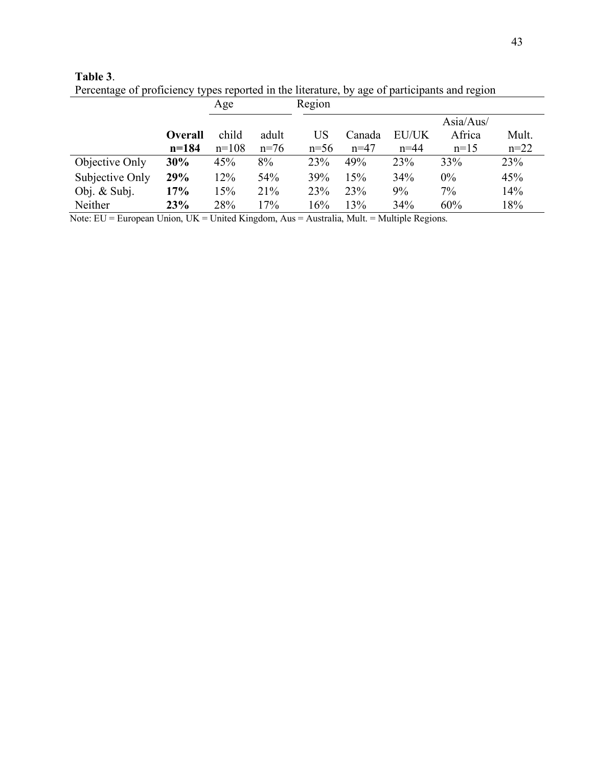**Table 3**.

Percentage of proficiency types reported in the literature, by age of participants and region

| | | Age | | Region | | | | |
|---|---|---|---|---|---|---|---|---|
| | **Overall n=184** | child n=108 | adult n=76 | US n=56 | Canada n=47 | EU/UK n=44 | Asia/Aus/ Africa n=15 | Mult. n=22 |
| Objective Only | **30%** | 45% | 8% | 23% | 49% | 23% | 33% | 23% |
| Subjective Only | **29%** | 12% | 54% | 39% | 15% | 34% | 0% | 45% |
| Obj. & Subj. | **17%** | 15% | 21% | 23% | 23% | 9% | 7% | 14% |
| Neither | **23%** | 28% | 17% | 16% | 13% | 34% | 60% | 18% |

Note: EU = European Union, UK = United Kingdom, Aus = Australia, Mult. = Multiple Regions.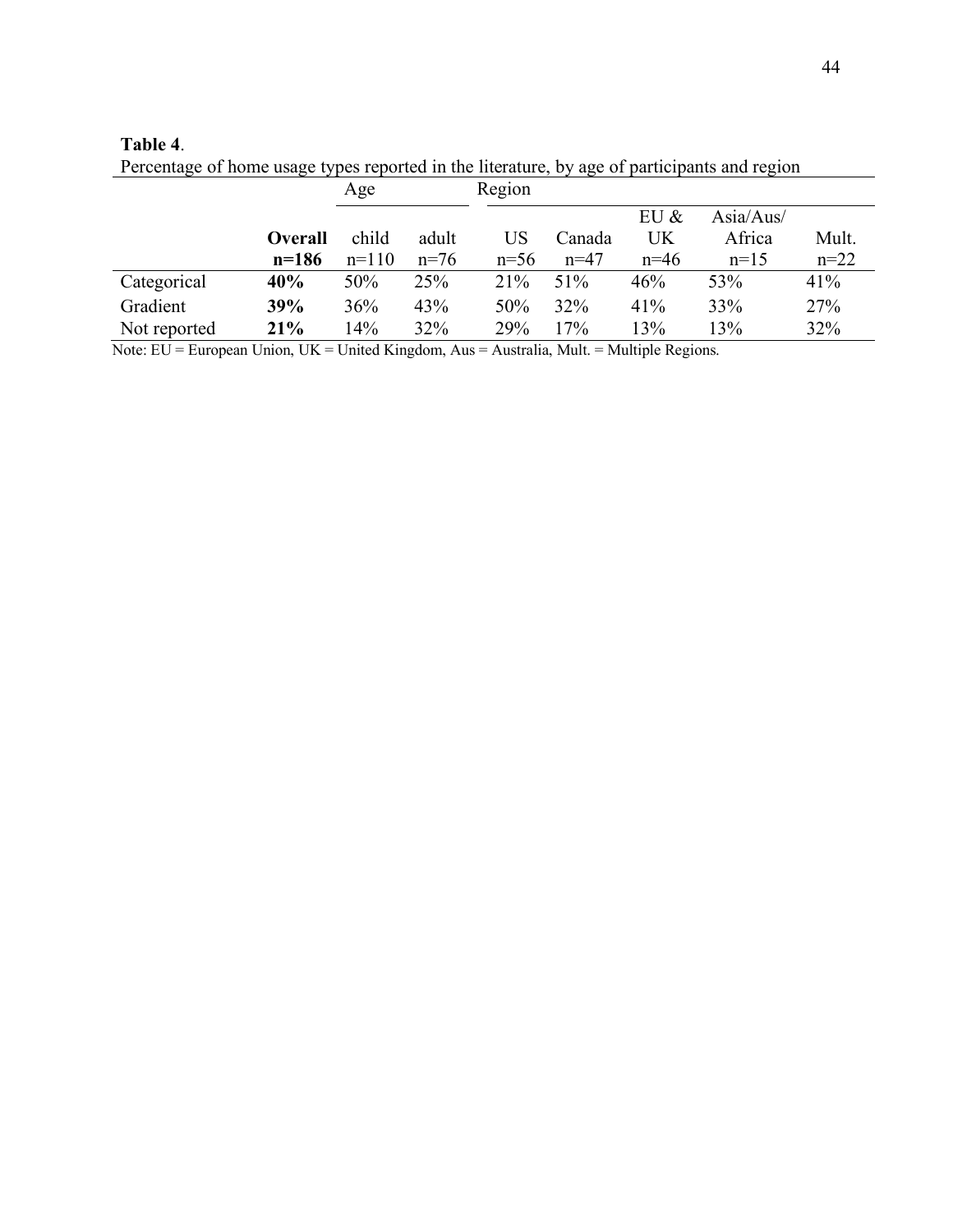**Table 4**.

Percentage of home usage types reported in the literature, by age of participants and region

| | | Age | | Region | | | | |
|---|---|---|---|---|---|---|---|---|
| | **Overall n=186** | child n=110 | adult n=76 | US n=56 | Canada n=47 | EU & UK n=46 | Asia/Aus/ Africa n=15 | Mult. n=22 |
| Categorical | **40%** | 50% | 25% | 21% | 51% | 46% | 53% | 41% |
| Gradient | **39%** | 36% | 43% | 50% | 32% | 41% | 33% | 27% |
| Not reported | **21%** | 14% | 32% | 29% | 17% | 13% | 13% | 32% |

Note: EU = European Union, UK = United Kingdom, Aus = Australia, Mult. = Multiple Regions.